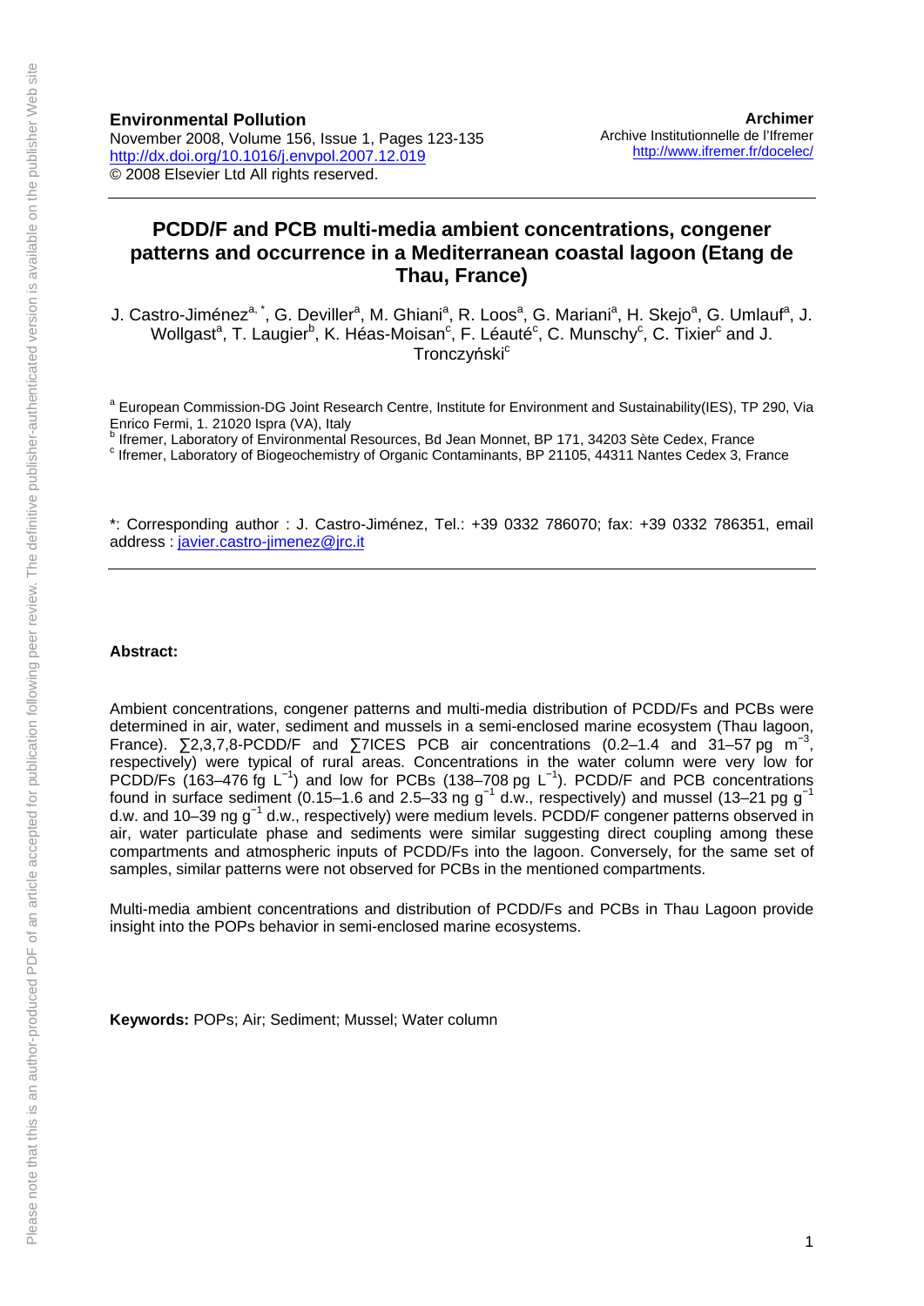**Environmental Pollution**
November 2008, Volume 156, Issue 1, Pages 123-135
http://dx.doi.org/10.1016/j.envpol.2007.12.019
© 2008 Elsevier Ltd All rights reserved.

**Archimer**
Archive Institutionnelle de l'Ifremer
http://www.ifremer.fr/docelec/

# PCDD/F and PCB multi-media ambient concentrations, congener patterns and occurrence in a Mediterranean coastal lagoon (Etang de Thau, France)

J. Castro-Jiménez[a, *], G. Deviller[a], M. Ghiani[a], R. Loos[a], G. Mariani[a], H. Skejo[a], G. Umlauf[a], J. Wollgast[a], T. Laugier[b], K. Héas-Moisan[c], F. Léauté[c], C. Munschy[c], C. Tixier[c] and J. Tronczyński[c]

[a] European Commission-DG Joint Research Centre, Institute for Environment and Sustainability(IES), TP 290, Via Enrico Fermi, 1. 21020 Ispra (VA), Italy
[b] Ifremer, Laboratory of Environmental Resources, Bd Jean Monnet, BP 171, 34203 Sète Cedex, France
[c] Ifremer, Laboratory of Biogeochemistry of Organic Contaminants, BP 21105, 44311 Nantes Cedex 3, France

*: Corresponding author : J. Castro-Jiménez, Tel.: +39 0332 786070; fax: +39 0332 786351, email address : javier.castro-jimenez@jrc.it

**Abstract:**

Ambient concentrations, congener patterns and multi-media distribution of PCDD/Fs and PCBs were determined in air, water, sediment and mussels in a semi-enclosed marine ecosystem (Thau lagoon, France). ∑2,3,7,8-PCDD/F and ∑7ICES PCB air concentrations (0.2–1.4 and 31–57 pg $m^{-3}$, respectively) were typical of rural areas. Concentrations in the water column were very low for PCDD/Fs (163–476 fg $L^{-1}$) and low for PCBs (138–708 pg $L^{-1}$). PCDD/F and PCB concentrations found in surface sediment (0.15–1.6 and 2.5–33 ng $g^{-1}$ d.w., respectively) and mussel (13–21 pg $g^{-1}$ d.w. and 10–39 ng $g^{-1}$ d.w., respectively) were medium levels. PCDD/F congener patterns observed in air, water particulate phase and sediments were similar suggesting direct coupling among these compartments and atmospheric inputs of PCDD/Fs into the lagoon. Conversely, for the same set of samples, similar patterns were not observed for PCBs in the mentioned compartments.

Multi-media ambient concentrations and distribution of PCDD/Fs and PCBs in Thau Lagoon provide insight into the POPs behavior in semi-enclosed marine ecosystems.

**Keywords:** POPs; Air; Sediment; Mussel; Water column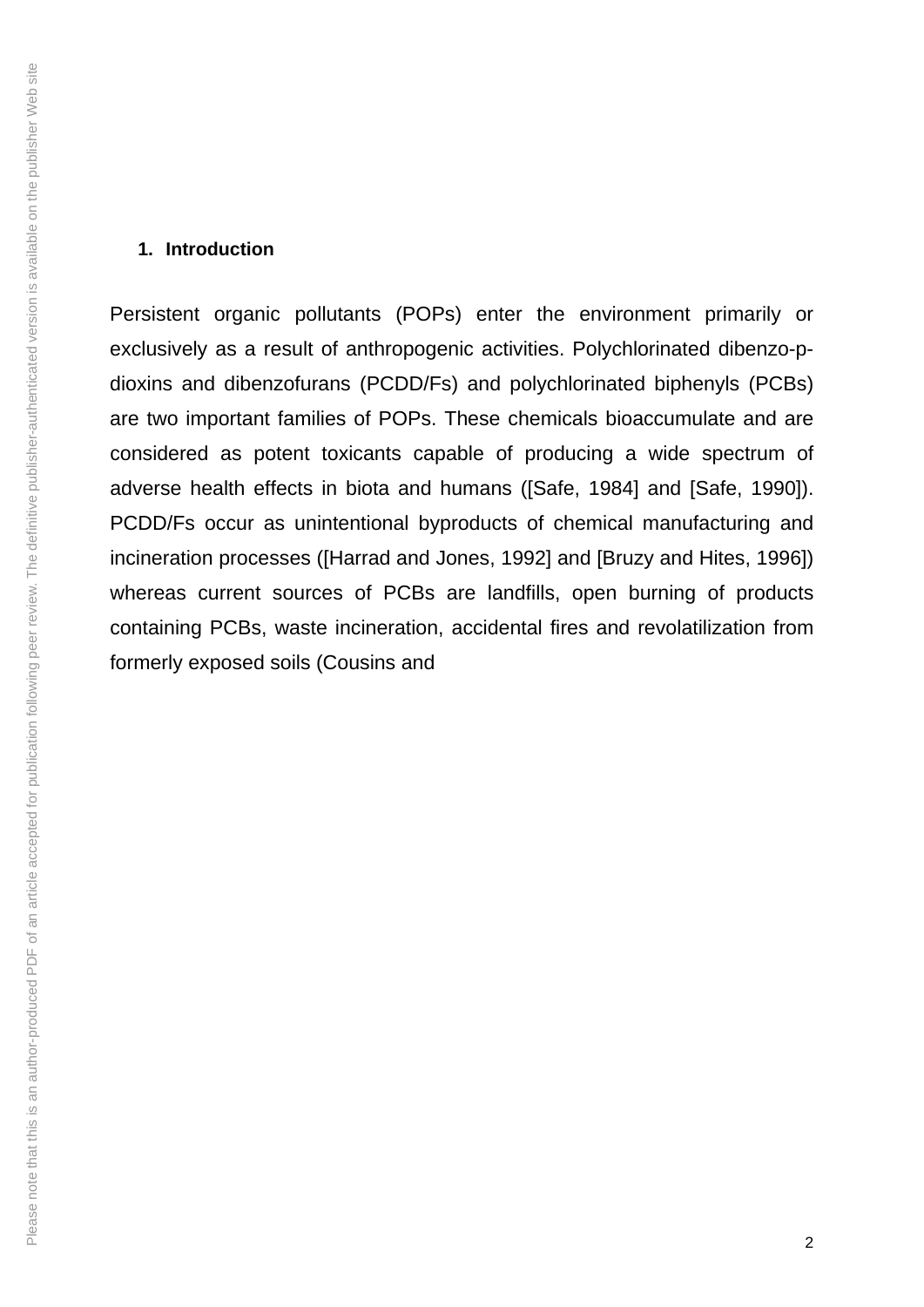## 1. Introduction

Persistent organic pollutants (POPs) enter the environment primarily or exclusively as a result of anthropogenic activities. Polychlorinated dibenzo-p-dioxins and dibenzofurans (PCDD/Fs) and polychlorinated biphenyls (PCBs) are two important families of POPs. These chemicals bioaccumulate and are considered as potent toxicants capable of producing a wide spectrum of adverse health effects in biota and humans ([Safe, 1984] and [Safe, 1990]). PCDD/Fs occur as unintentional byproducts of chemical manufacturing and incineration processes ([Harrad and Jones, 1992] and [Bruzy and Hites, 1996]) whereas current sources of PCBs are landfills, open burning of products containing PCBs, waste incineration, accidental fires and revolatilization from formerly exposed soils (Cousins and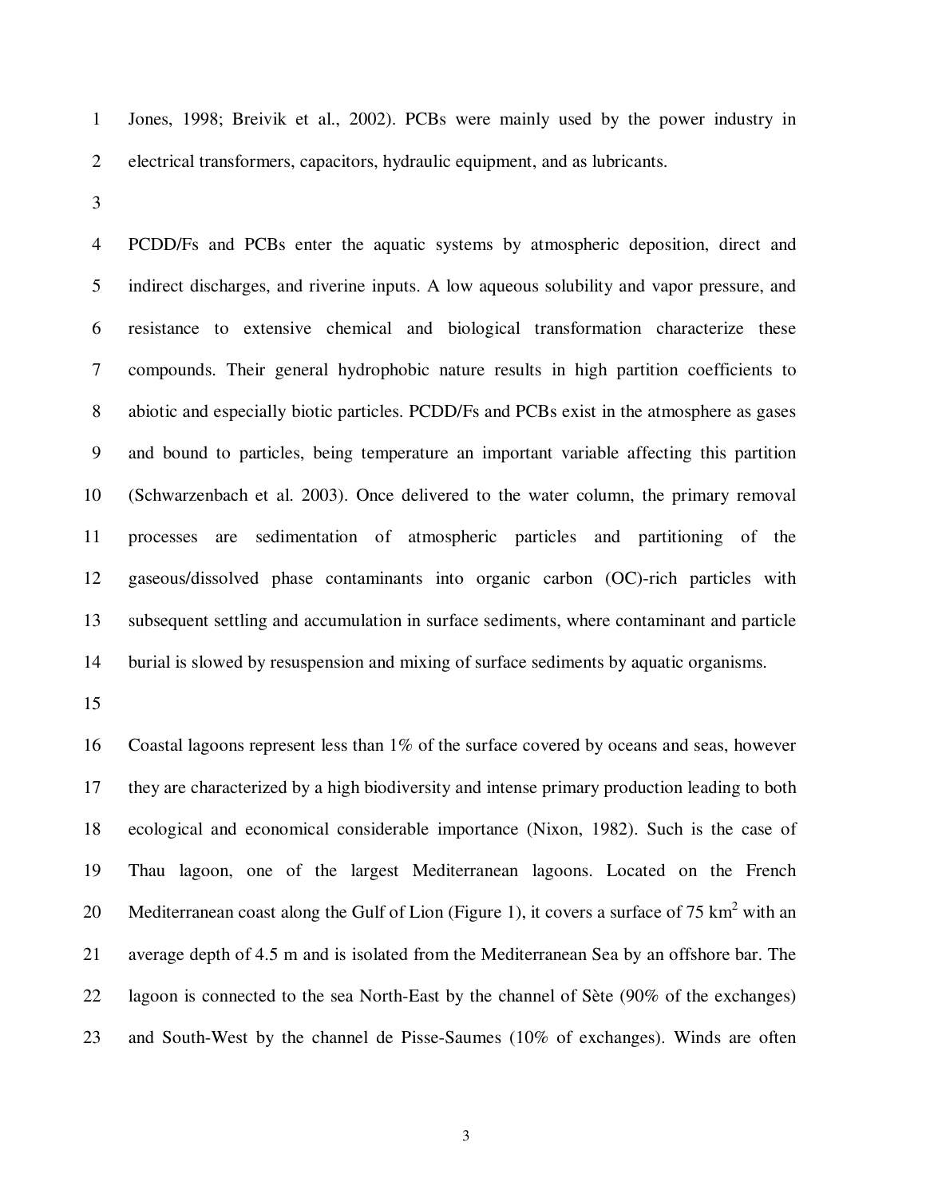Jones, 1998; Breivik et al., 2002). PCBs were mainly used by the power industry in electrical transformers, capacitors, hydraulic equipment, and as lubricants.

PCDD/Fs and PCBs enter the aquatic systems by atmospheric deposition, direct and indirect discharges, and riverine inputs. A low aqueous solubility and vapor pressure, and resistance to extensive chemical and biological transformation characterize these compounds. Their general hydrophobic nature results in high partition coefficients to abiotic and especially biotic particles. PCDD/Fs and PCBs exist in the atmosphere as gases and bound to particles, being temperature an important variable affecting this partition (Schwarzenbach et al. 2003). Once delivered to the water column, the primary removal processes are sedimentation of atmospheric particles and partitioning of the gaseous/dissolved phase contaminants into organic carbon (OC)-rich particles with subsequent settling and accumulation in surface sediments, where contaminant and particle burial is slowed by resuspension and mixing of surface sediments by aquatic organisms.

Coastal lagoons represent less than 1% of the surface covered by oceans and seas, however they are characterized by a high biodiversity and intense primary production leading to both ecological and economical considerable importance (Nixon, 1982). Such is the case of Thau lagoon, one of the largest Mediterranean lagoons. Located on the French Mediterranean coast along the Gulf of Lion (Figure 1), it covers a surface of 75 $km^2$ with an average depth of 4.5 m and is isolated from the Mediterranean Sea by an offshore bar. The lagoon is connected to the sea North-East by the channel of Sète (90% of the exchanges) and South-West by the channel de Pisse-Saumes (10% of exchanges). Winds are often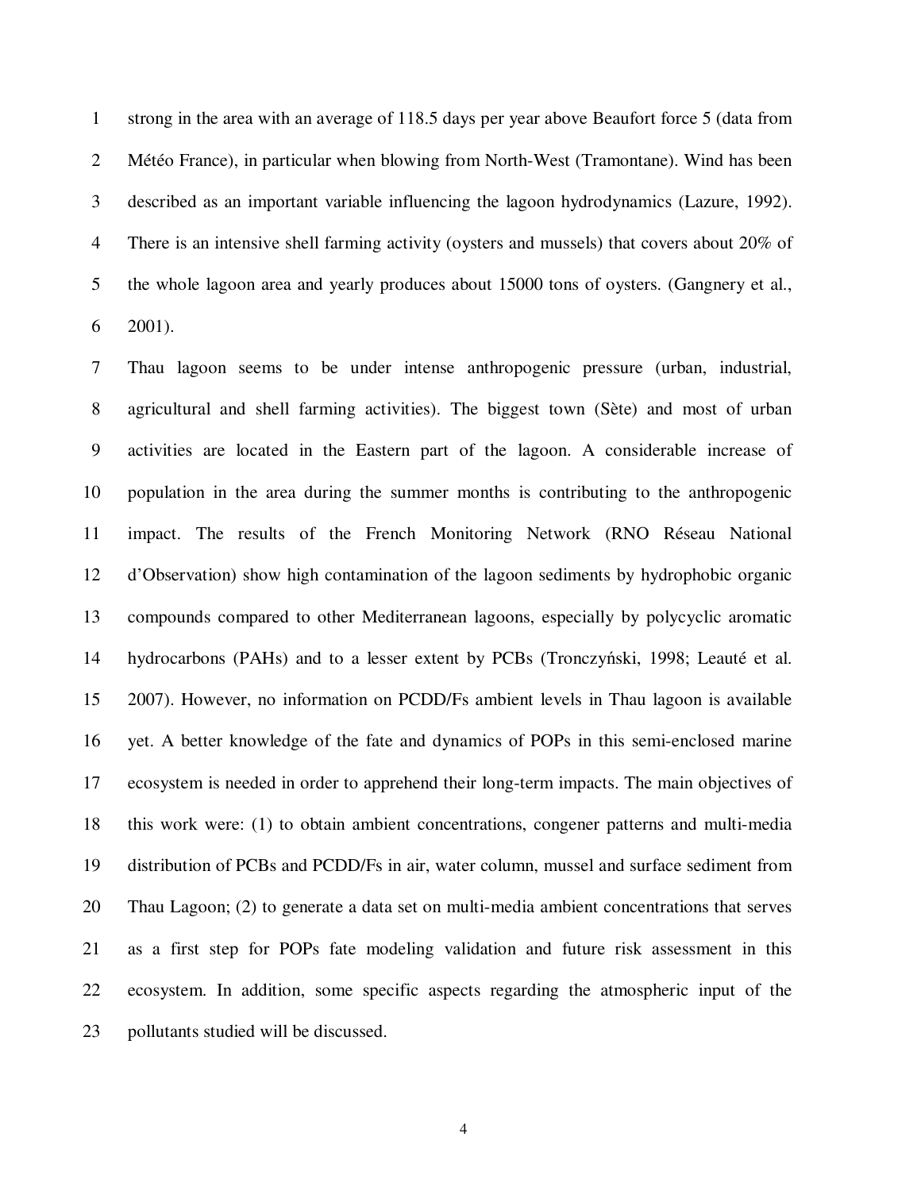strong in the area with an average of 118.5 days per year above Beaufort force 5 (data from Météo France), in particular when blowing from North-West (Tramontane). Wind has been described as an important variable influencing the lagoon hydrodynamics (Lazure, 1992). There is an intensive shell farming activity (oysters and mussels) that covers about 20% of the whole lagoon area and yearly produces about 15000 tons of oysters. (Gangnery et al., 2001).

Thau lagoon seems to be under intense anthropogenic pressure (urban, industrial, agricultural and shell farming activities). The biggest town (Sète) and most of urban activities are located in the Eastern part of the lagoon. A considerable increase of population in the area during the summer months is contributing to the anthropogenic impact. The results of the French Monitoring Network (RNO Réseau National d'Observation) show high contamination of the lagoon sediments by hydrophobic organic compounds compared to other Mediterranean lagoons, especially by polycyclic aromatic hydrocarbons (PAHs) and to a lesser extent by PCBs (Tronczyński, 1998; Leauté et al. 2007). However, no information on PCDD/Fs ambient levels in Thau lagoon is available yet. A better knowledge of the fate and dynamics of POPs in this semi-enclosed marine ecosystem is needed in order to apprehend their long-term impacts. The main objectives of this work were: (1) to obtain ambient concentrations, congener patterns and multi-media distribution of PCBs and PCDD/Fs in air, water column, mussel and surface sediment from Thau Lagoon; (2) to generate a data set on multi-media ambient concentrations that serves as a first step for POPs fate modeling validation and future risk assessment in this ecosystem. In addition, some specific aspects regarding the atmospheric input of the pollutants studied will be discussed.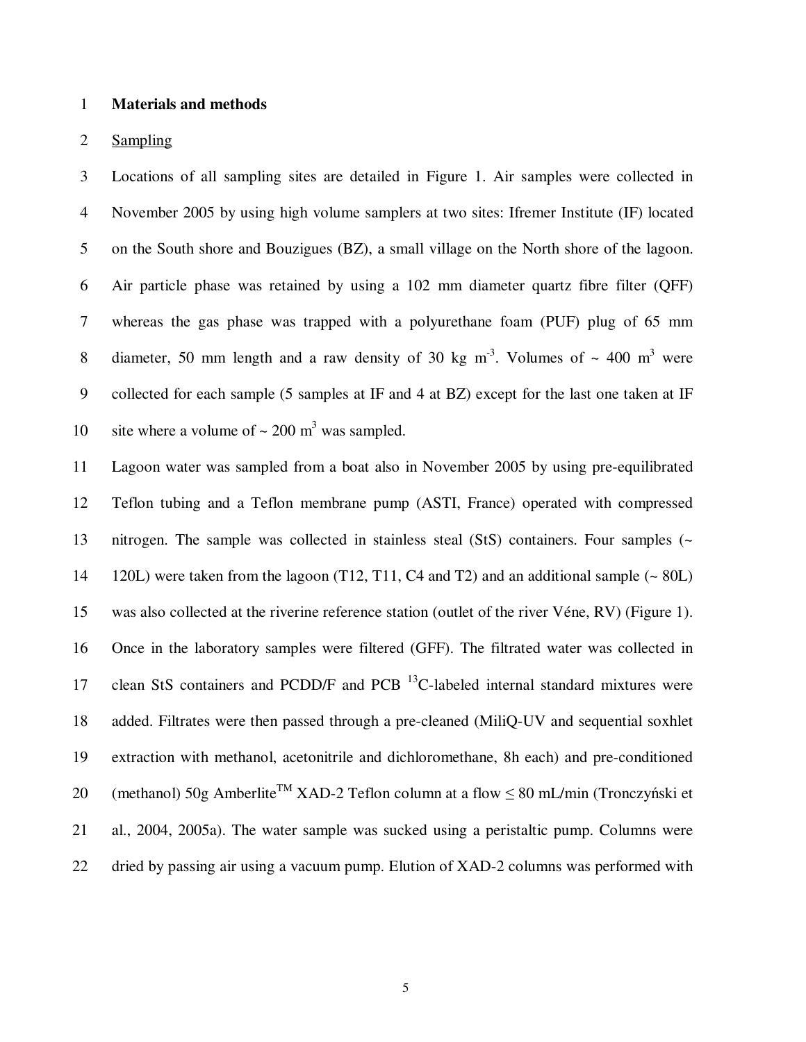# Materials and methods

## Sampling

Locations of all sampling sites are detailed in Figure 1. Air samples were collected in November 2005 by using high volume samplers at two sites: Ifremer Institute (IF) located on the South shore and Bouzigues (BZ), a small village on the North shore of the lagoon. Air particle phase was retained by using a 102 mm diameter quartz fibre filter (QFF) whereas the gas phase was trapped with a polyurethane foam (PUF) plug of 65 mm diameter, 50 mm length and a raw density of 30 kg $m^{-3}$. Volumes of ~ 400 $m^3$ were collected for each sample (5 samples at IF and 4 at BZ) except for the last one taken at IF site where a volume of ~ 200 $m^3$ was sampled.

Lagoon water was sampled from a boat also in November 2005 by using pre-equilibrated Teflon tubing and a Teflon membrane pump (ASTI, France) operated with compressed nitrogen. The sample was collected in stainless steal (StS) containers. Four samples (~ 120L) were taken from the lagoon (T12, T11, C4 and T2) and an additional sample (~ 80L) was also collected at the riverine reference station (outlet of the river Véne, RV) (Figure 1). Once in the laboratory samples were filtered (GFF). The filtrated water was collected in clean StS containers and PCDD/F and PCB $^{13}C$-labeled internal standard mixtures were added. Filtrates were then passed through a pre-cleaned (MiliQ-UV and sequential soxhlet extraction with methanol, acetonitrile and dichloromethane, 8h each) and pre-conditioned (methanol) 50g Amberlite™ XAD-2 Teflon column at a flow ≤ 80 mL/min (Tronczyński et al., 2004, 2005a). The water sample was sucked using a peristaltic pump. Columns were dried by passing air using a vacuum pump. Elution of XAD-2 columns was performed with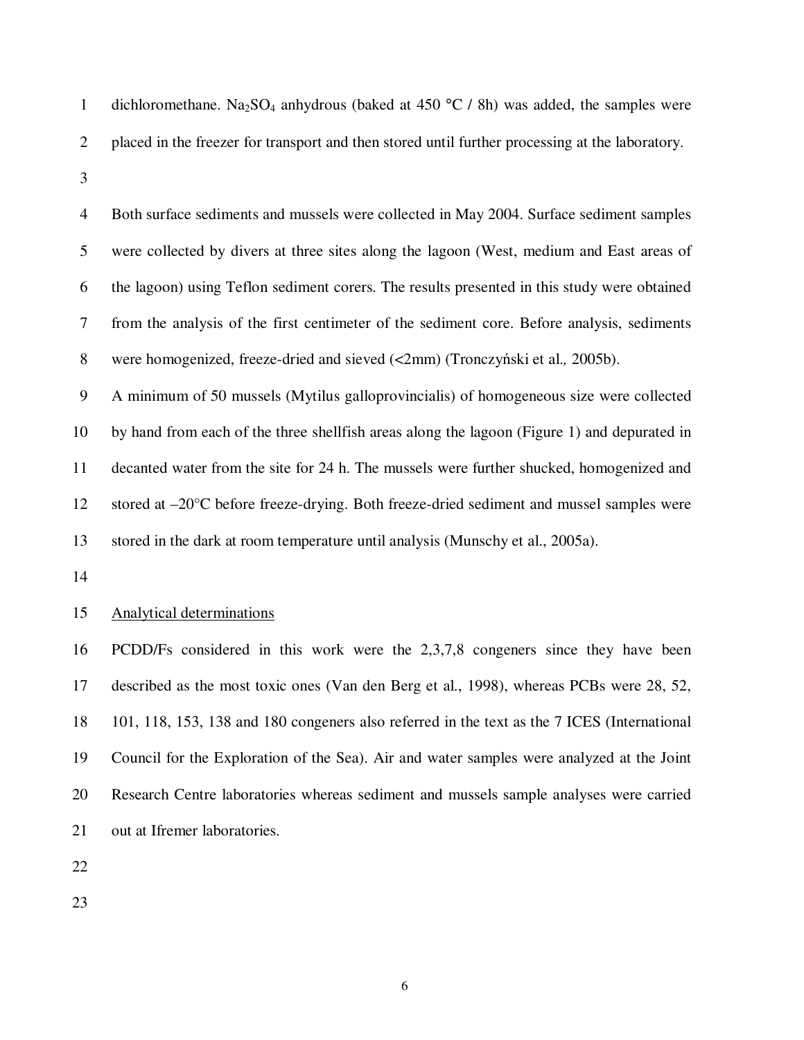dichloromethane. $Na_2SO_4$ anhydrous (baked at 450 °C / 8h) was added, the samples were placed in the freezer for transport and then stored until further processing at the laboratory.

Both surface sediments and mussels were collected in May 2004. Surface sediment samples were collected by divers at three sites along the lagoon (West, medium and East areas of the lagoon) using Teflon sediment corers. The results presented in this study were obtained from the analysis of the first centimeter of the sediment core. Before analysis, sediments were homogenized, freeze-dried and sieved (<2mm) (Tronczyński et al., 2005b).

A minimum of 50 mussels (Mytilus galloprovincialis) of homogeneous size were collected by hand from each of the three shellfish areas along the lagoon (Figure 1) and depurated in decanted water from the site for 24 h. The mussels were further shucked, homogenized and stored at –20°C before freeze-drying. Both freeze-dried sediment and mussel samples were stored in the dark at room temperature until analysis (Munschy et al., 2005a).

Analytical determinations

PCDD/Fs considered in this work were the 2,3,7,8 congeners since they have been described as the most toxic ones (Van den Berg et al., 1998), whereas PCBs were 28, 52, 101, 118, 153, 138 and 180 congeners also referred in the text as the 7 ICES (International Council for the Exploration of the Sea). Air and water samples were analyzed at the Joint Research Centre laboratories whereas sediment and mussels sample analyses were carried out at Ifremer laboratories.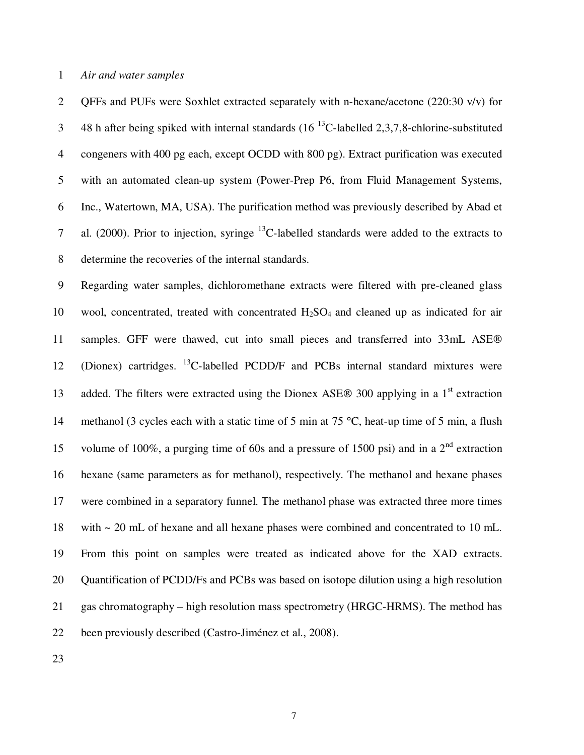*Air and water samples*

QFFs and PUFs were Soxhlet extracted separately with n-hexane/acetone (220:30 v/v) for 48 h after being spiked with internal standards (16 $^{13}$C-labelled 2,3,7,8-chlorine-substituted congeners with 400 pg each, except OCDD with 800 pg). Extract purification was executed with an automated clean-up system (Power-Prep P6, from Fluid Management Systems, Inc., Watertown, MA, USA). The purification method was previously described by Abad et al. (2000). Prior to injection, syringe $^{13}$C-labelled standards were added to the extracts to determine the recoveries of the internal standards.

Regarding water samples, dichloromethane extracts were filtered with pre-cleaned glass wool, concentrated, treated with concentrated $H_2SO_4$ and cleaned up as indicated for air samples. GFF were thawed, cut into small pieces and transferred into 33mL ASE® (Dionex) cartridges. $^{13}$C-labelled PCDD/F and PCBs internal standard mixtures were added. The filters were extracted using the Dionex ASE® 300 applying in a 1$^{st}$ extraction methanol (3 cycles each with a static time of 5 min at 75 °C, heat-up time of 5 min, a flush volume of 100%, a purging time of 60s and a pressure of 1500 psi) and in a 2$^{nd}$ extraction hexane (same parameters as for methanol), respectively. The methanol and hexane phases were combined in a separatory funnel. The methanol phase was extracted three more times with ~ 20 mL of hexane and all hexane phases were combined and concentrated to 10 mL. From this point on samples were treated as indicated above for the XAD extracts. Quantification of PCDD/Fs and PCBs was based on isotope dilution using a high resolution gas chromatography – high resolution mass spectrometry (HRGC-HRMS). The method has been previously described (Castro-Jiménez et al., 2008).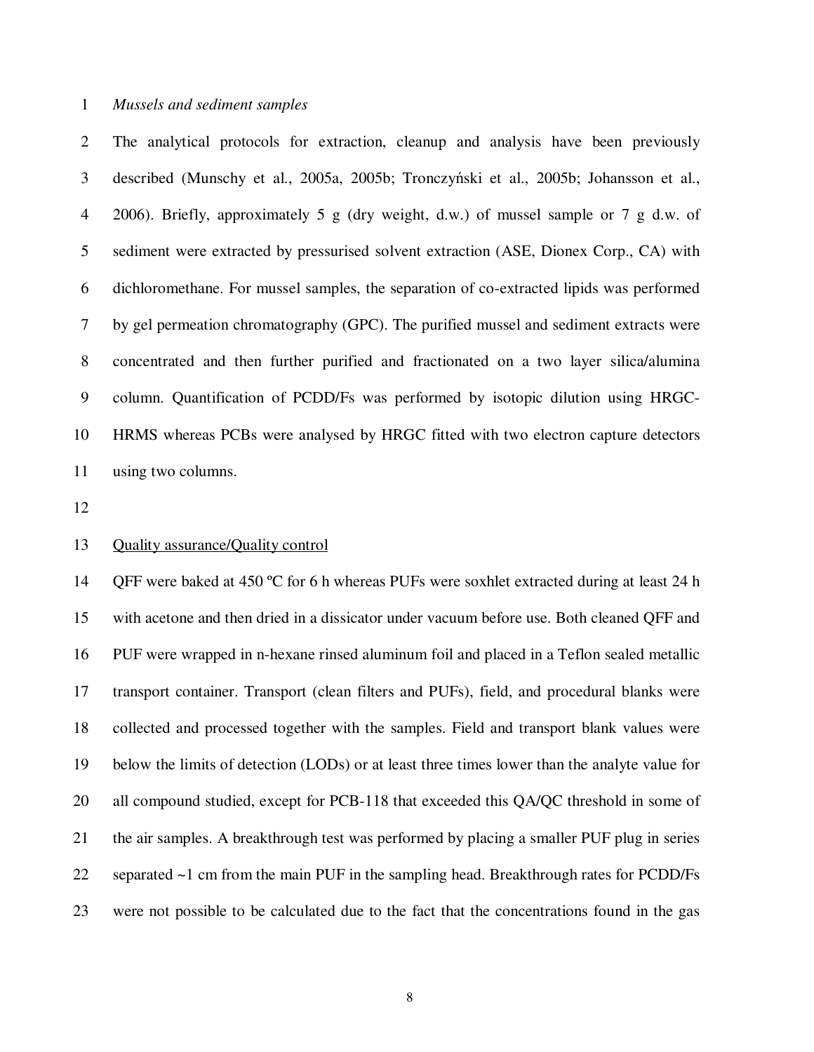*Mussels and sediment samples*

The analytical protocols for extraction, cleanup and analysis have been previously described (Munschy et al., 2005a, 2005b; Tronczyński et al., 2005b; Johansson et al., 2006). Briefly, approximately 5 g (dry weight, d.w.) of mussel sample or 7 g d.w. of sediment were extracted by pressurised solvent extraction (ASE, Dionex Corp., CA) with dichloromethane. For mussel samples, the separation of co-extracted lipids was performed by gel permeation chromatography (GPC). The purified mussel and sediment extracts were concentrated and then further purified and fractionated on a two layer silica/alumina column. Quantification of PCDD/Fs was performed by isotopic dilution using HRGC-HRMS whereas PCBs were analysed by HRGC fitted with two electron capture detectors using two columns.

Quality assurance/Quality control

QFF were baked at 450 ºC for 6 h whereas PUFs were soxhlet extracted during at least 24 h with acetone and then dried in a dissicator under vacuum before use. Both cleaned QFF and PUF were wrapped in n-hexane rinsed aluminum foil and placed in a Teflon sealed metallic transport container. Transport (clean filters and PUFs), field, and procedural blanks were collected and processed together with the samples. Field and transport blank values were below the limits of detection (LODs) or at least three times lower than the analyte value for all compound studied, except for PCB-118 that exceeded this QA/QC threshold in some of the air samples. A breakthrough test was performed by placing a smaller PUF plug in series separated ~1 cm from the main PUF in the sampling head. Breakthrough rates for PCDD/Fs were not possible to be calculated due to the fact that the concentrations found in the gas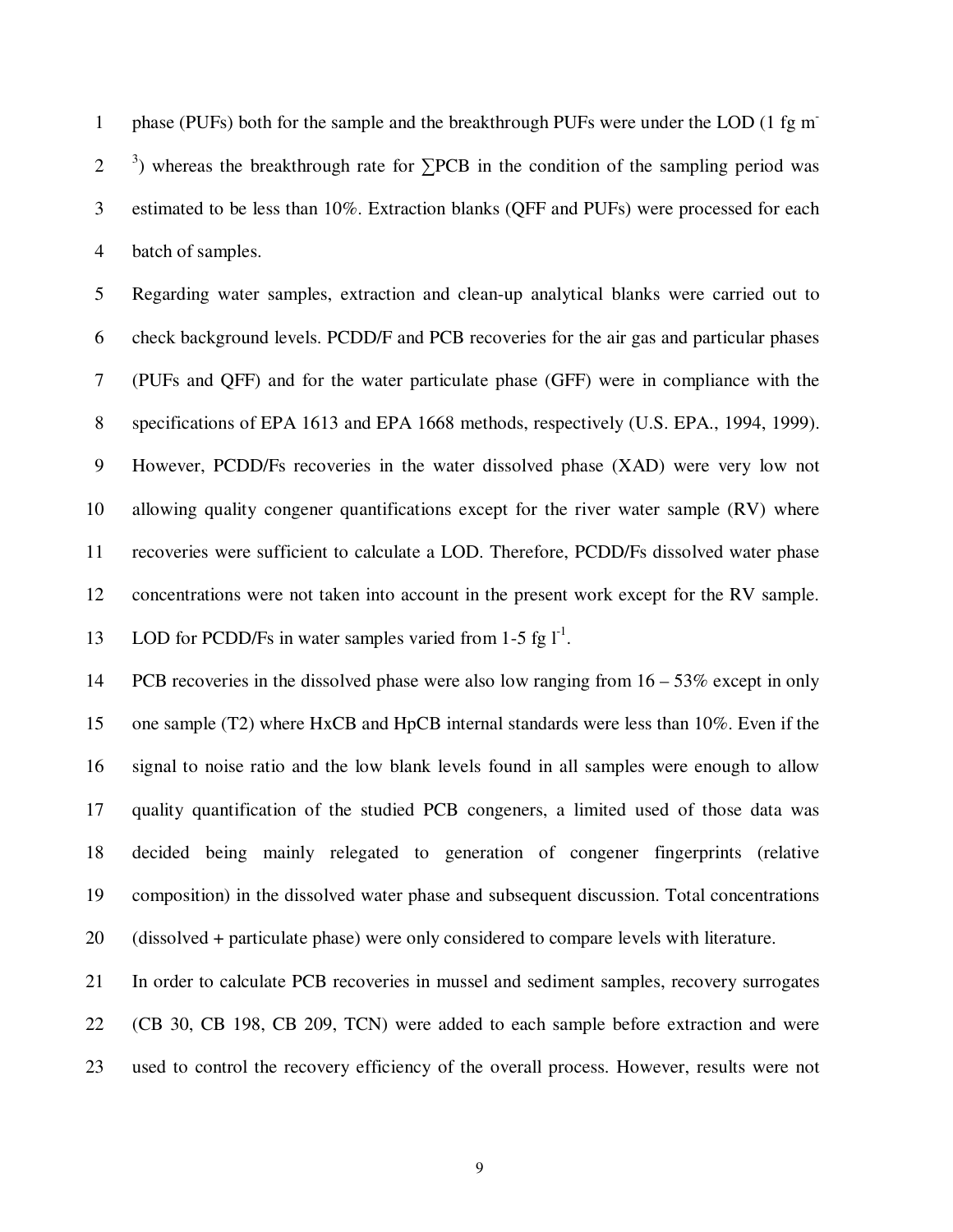phase (PUFs) both for the sample and the breakthrough PUFs were under the LOD (1 fg $m^{-3}$) whereas the breakthrough rate for ∑PCB in the condition of the sampling period was estimated to be less than 10%. Extraction blanks (QFF and PUFs) were processed for each batch of samples.

Regarding water samples, extraction and clean-up analytical blanks were carried out to check background levels. PCDD/F and PCB recoveries for the air gas and particular phases (PUFs and QFF) and for the water particulate phase (GFF) were in compliance with the specifications of EPA 1613 and EPA 1668 methods, respectively (U.S. EPA., 1994, 1999). However, PCDD/Fs recoveries in the water dissolved phase (XAD) were very low not allowing quality congener quantifications except for the river water sample (RV) where recoveries were sufficient to calculate a LOD. Therefore, PCDD/Fs dissolved water phase concentrations were not taken into account in the present work except for the RV sample. LOD for PCDD/Fs in water samples varied from 1-5 fg $l^{-1}$.

PCB recoveries in the dissolved phase were also low ranging from 16 – 53% except in only one sample (T2) where HxCB and HpCB internal standards were less than 10%. Even if the signal to noise ratio and the low blank levels found in all samples were enough to allow quality quantification of the studied PCB congeners, a limited used of those data was decided being mainly relegated to generation of congener fingerprints (relative composition) in the dissolved water phase and subsequent discussion. Total concentrations (dissolved + particulate phase) were only considered to compare levels with literature.

In order to calculate PCB recoveries in mussel and sediment samples, recovery surrogates (CB 30, CB 198, CB 209, TCN) were added to each sample before extraction and were used to control the recovery efficiency of the overall process. However, results were not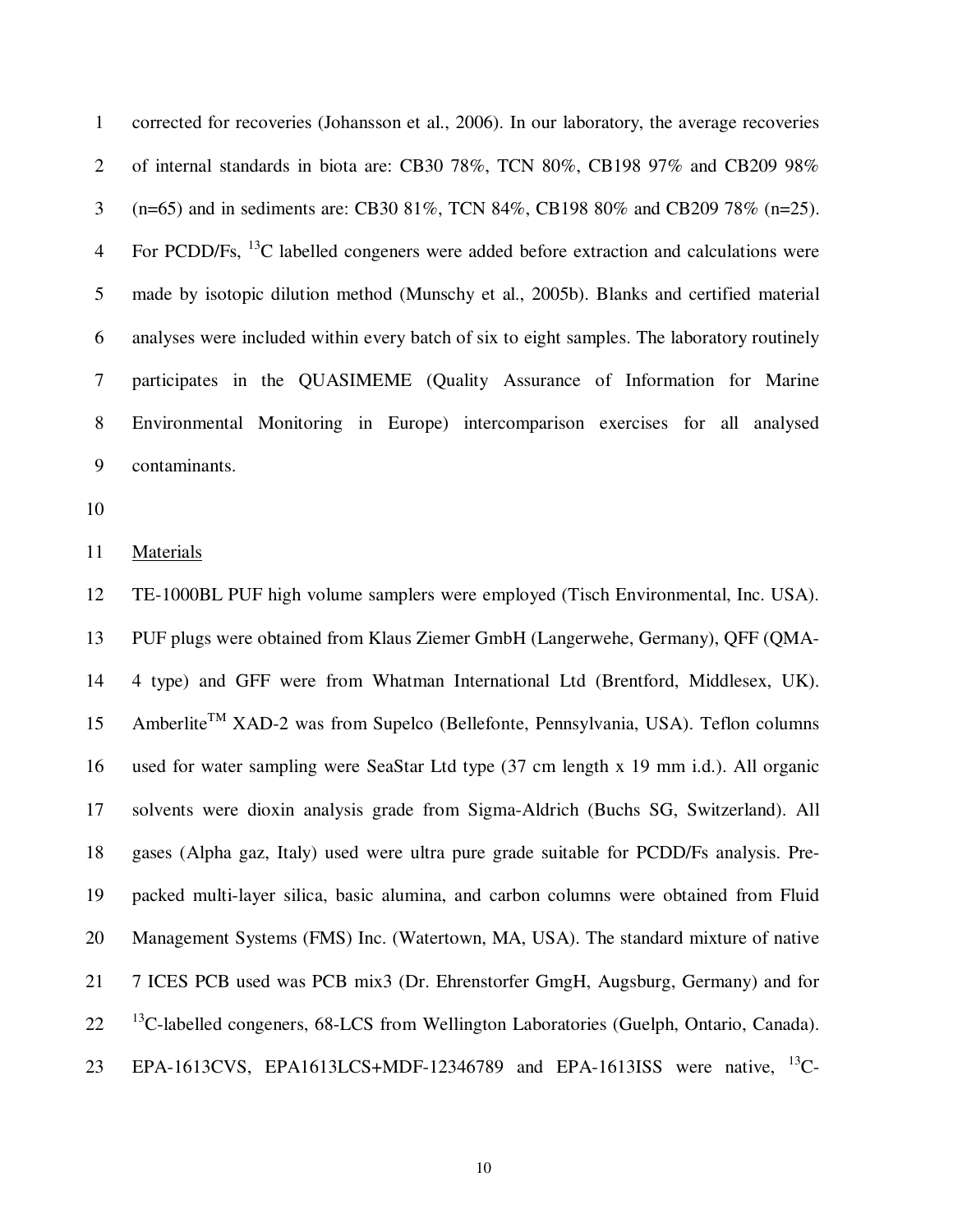corrected for recoveries (Johansson et al., 2006). In our laboratory, the average recoveries of internal standards in biota are: CB30 78%, TCN 80%, CB198 97% and CB209 98% (n=65) and in sediments are: CB30 81%, TCN 84%, CB198 80% and CB209 78% (n=25). For PCDD/Fs, $^{13}C$ labelled congeners were added before extraction and calculations were made by isotopic dilution method (Munschy et al., 2005b). Blanks and certified material analyses were included within every batch of six to eight samples. The laboratory routinely participates in the QUASIMEME (Quality Assurance of Information for Marine Environmental Monitoring in Europe) intercomparison exercises for all analysed contaminants.

Materials

TE-1000BL PUF high volume samplers were employed (Tisch Environmental, Inc. USA). PUF plugs were obtained from Klaus Ziemer GmbH (Langerwehe, Germany), QFF (QMA-4 type) and GFF were from Whatman International Ltd (Brentford, Middlesex, UK). Amberlite$^{TM}$ XAD-2 was from Supelco (Bellefonte, Pennsylvania, USA). Teflon columns used for water sampling were SeaStar Ltd type (37 cm length x 19 mm i.d.). All organic solvents were dioxin analysis grade from Sigma-Aldrich (Buchs SG, Switzerland). All gases (Alpha gaz, Italy) used were ultra pure grade suitable for PCDD/Fs analysis. Pre-packed multi-layer silica, basic alumina, and carbon columns were obtained from Fluid Management Systems (FMS) Inc. (Watertown, MA, USA). The standard mixture of native 7 ICES PCB used was PCB mix3 (Dr. Ehrenstorfer GmgH, Augsburg, Germany) and for $^{13}C$-labelled congeners, 68-LCS from Wellington Laboratories (Guelph, Ontario, Canada). EPA-1613CVS, EPA1613LCS+MDF-12346789 and EPA-1613ISS were native, $^{13}C$-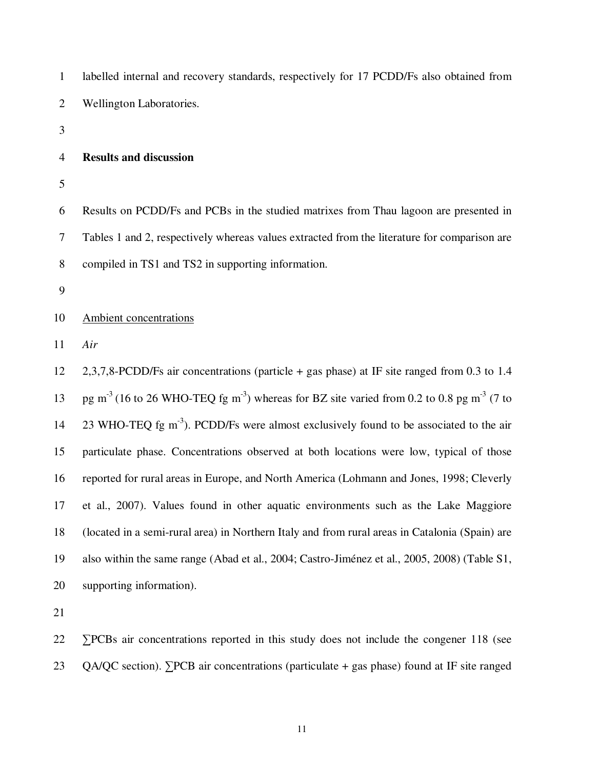labelled internal and recovery standards, respectively for 17 PCDD/Fs also obtained from Wellington Laboratories.

## Results and discussion

Results on PCDD/Fs and PCBs in the studied matrixes from Thau lagoon are presented in Tables 1 and 2, respectively whereas values extracted from the literature for comparison are compiled in TS1 and TS2 in supporting information.

### Ambient concentrations

*Air*

2,3,7,8-PCDD/Fs air concentrations (particle + gas phase) at IF site ranged from 0.3 to 1.4 pg $m^{-3}$ (16 to 26 WHO-TEQ fg $m^{-3}$) whereas for BZ site varied from 0.2 to 0.8 pg $m^{-3}$ (7 to 23 WHO-TEQ fg $m^{-3}$). PCDD/Fs were almost exclusively found to be associated to the air particulate phase. Concentrations observed at both locations were low, typical of those reported for rural areas in Europe, and North America (Lohmann and Jones, 1998; Cleverly et al., 2007). Values found in other aquatic environments such as the Lake Maggiore (located in a semi-rural area) in Northern Italy and from rural areas in Catalonia (Spain) are also within the same range (Abad et al., 2004; Castro-Jiménez et al., 2005, 2008) (Table S1, supporting information).

∑PCBs air concentrations reported in this study does not include the congener 118 (see QA/QC section). ∑PCB air concentrations (particulate + gas phase) found at IF site ranged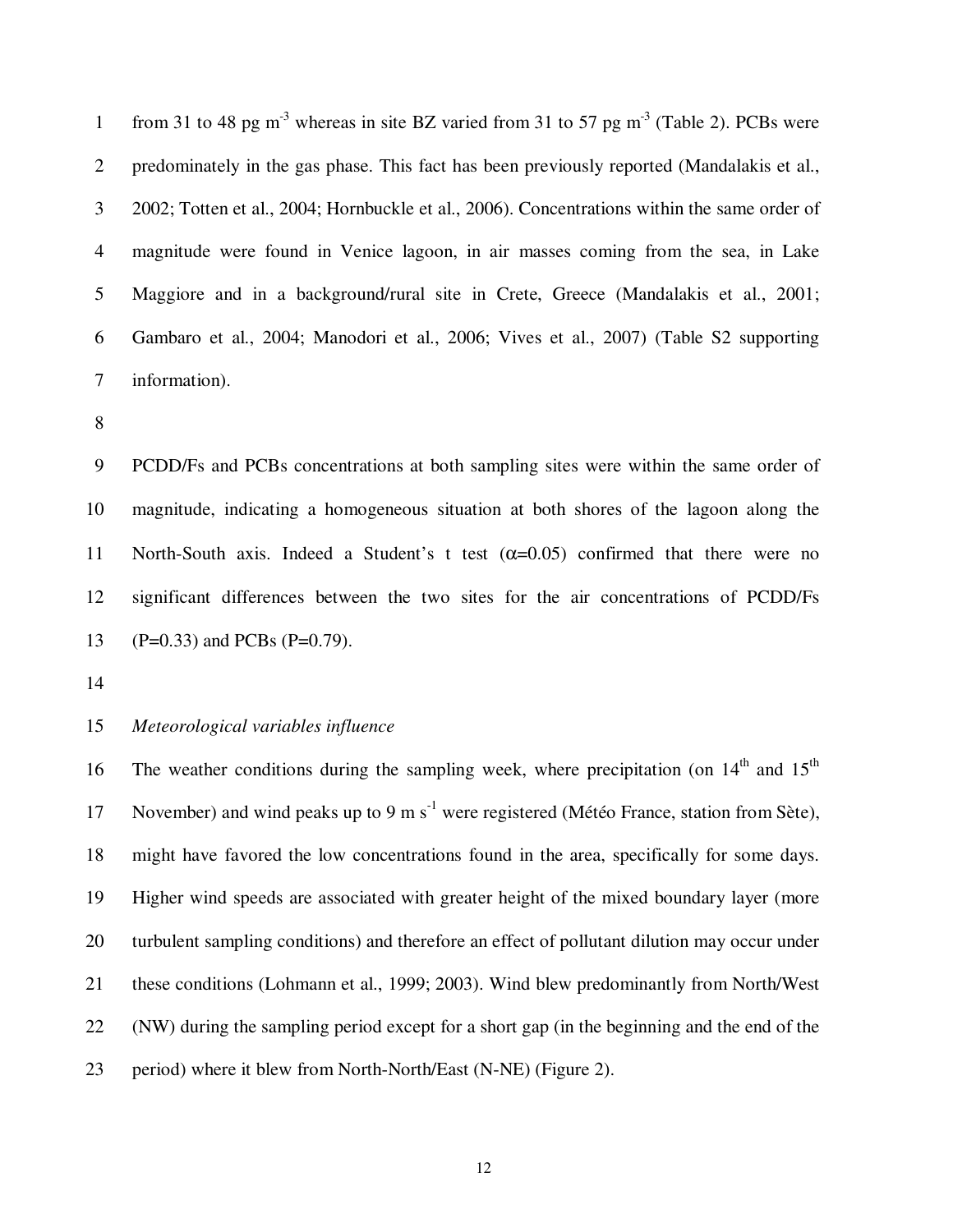from 31 to 48 pg $m^{-3}$ whereas in site BZ varied from 31 to 57 pg $m^{-3}$ (Table 2). PCBs were predominately in the gas phase. This fact has been previously reported (Mandalakis et al., 2002; Totten et al., 2004; Hornbuckle et al., 2006). Concentrations within the same order of magnitude were found in Venice lagoon, in air masses coming from the sea, in Lake Maggiore and in a background/rural site in Crete, Greece (Mandalakis et al., 2001; Gambaro et al., 2004; Manodori et al., 2006; Vives et al., 2007) (Table S2 supporting information).

PCDD/Fs and PCBs concentrations at both sampling sites were within the same order of magnitude, indicating a homogeneous situation at both shores of the lagoon along the North-South axis. Indeed a Student's t test ($\alpha$=0.05) confirmed that there were no significant differences between the two sites for the air concentrations of PCDD/Fs (P=0.33) and PCBs (P=0.79).

*Meteorological variables influence*

The weather conditions during the sampling week, where precipitation (on 14th and 15th November) and wind peaks up to 9 m $s^{-1}$ were registered (Météo France, station from Sète), might have favored the low concentrations found in the area, specifically for some days. Higher wind speeds are associated with greater height of the mixed boundary layer (more turbulent sampling conditions) and therefore an effect of pollutant dilution may occur under these conditions (Lohmann et al., 1999; 2003). Wind blew predominantly from North/West (NW) during the sampling period except for a short gap (in the beginning and the end of the period) where it blew from North-North/East (N-NE) (Figure 2).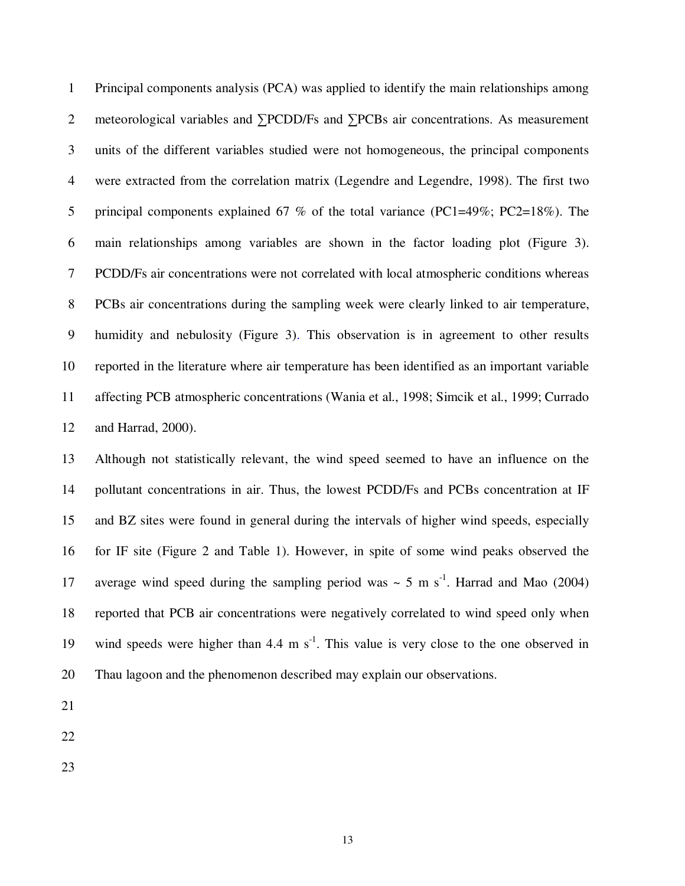Principal components analysis (PCA) was applied to identify the main relationships among meteorological variables and ∑PCDD/Fs and ∑PCBs air concentrations. As measurement units of the different variables studied were not homogeneous, the principal components were extracted from the correlation matrix (Legendre and Legendre, 1998). The first two principal components explained 67 % of the total variance (PC1=49%; PC2=18%). The main relationships among variables are shown in the factor loading plot (Figure 3). PCDD/Fs air concentrations were not correlated with local atmospheric conditions whereas PCBs air concentrations during the sampling week were clearly linked to air temperature, humidity and nebulosity (Figure 3). This observation is in agreement to other results reported in the literature where air temperature has been identified as an important variable affecting PCB atmospheric concentrations (Wania et al., 1998; Simcik et al., 1999; Currado and Harrad, 2000).

Although not statistically relevant, the wind speed seemed to have an influence on the pollutant concentrations in air. Thus, the lowest PCDD/Fs and PCBs concentration at IF and BZ sites were found in general during the intervals of higher wind speeds, especially for IF site (Figure 2 and Table 1). However, in spite of some wind peaks observed the average wind speed during the sampling period was ~ 5 m $s^{-1}$. Harrad and Mao (2004) reported that PCB air concentrations were negatively correlated to wind speed only when wind speeds were higher than 4.4 m $s^{-1}$. This value is very close to the one observed in Thau lagoon and the phenomenon described may explain our observations.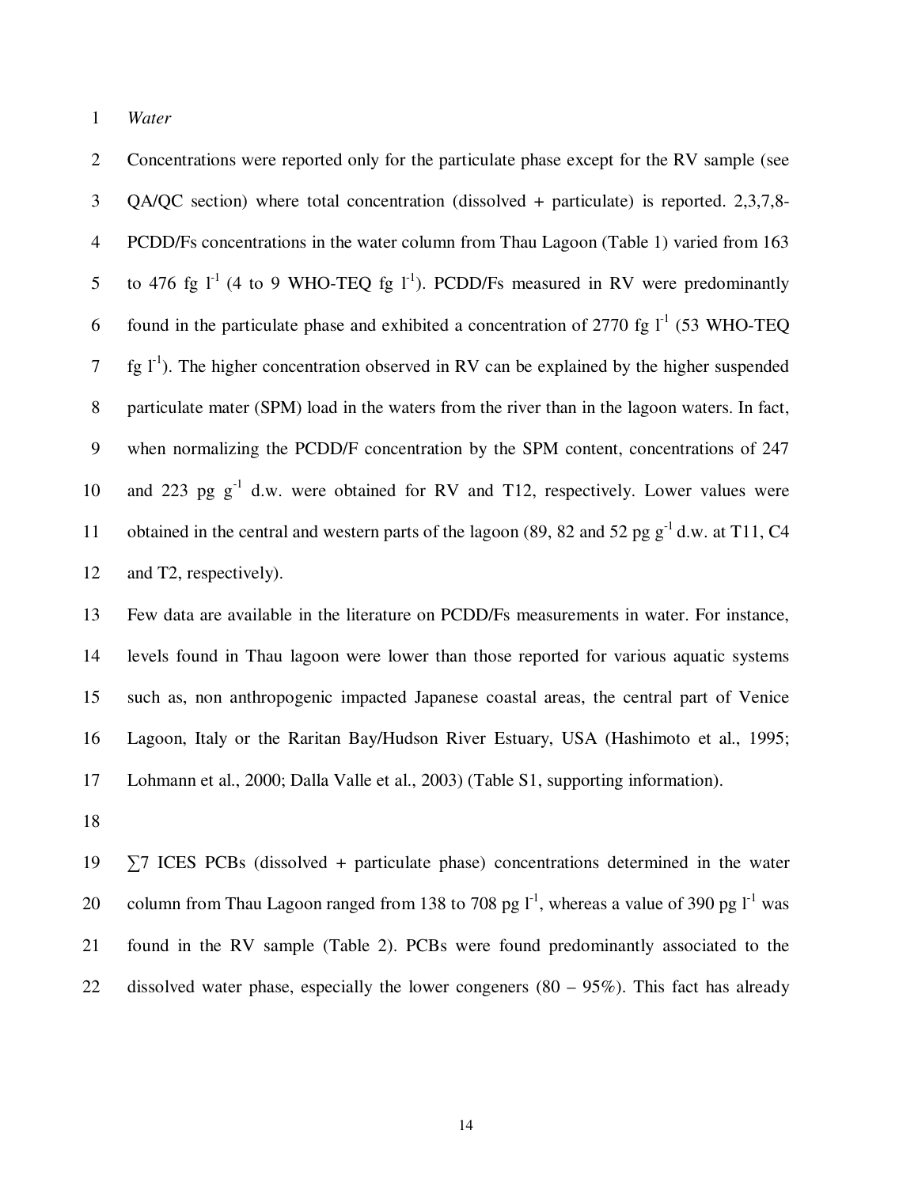*Water*

Concentrations were reported only for the particulate phase except for the RV sample (see QA/QC section) where total concentration (dissolved + particulate) is reported. 2,3,7,8-PCDD/Fs concentrations in the water column from Thau Lagoon (Table 1) varied from 163 to 476 fg $l^{-1}$ (4 to 9 WHO-TEQ fg $l^{-1}$). PCDD/Fs measured in RV were predominantly found in the particulate phase and exhibited a concentration of 2770 fg $l^{-1}$ (53 WHO-TEQ fg $l^{-1}$). The higher concentration observed in RV can be explained by the higher suspended particulate mater (SPM) load in the waters from the river than in the lagoon waters. In fact, when normalizing the PCDD/F concentration by the SPM content, concentrations of 247 and 223 pg $g^{-1}$ d.w. were obtained for RV and T12, respectively. Lower values were obtained in the central and western parts of the lagoon (89, 82 and 52 pg $g^{-1}$ d.w. at T11, C4 and T2, respectively).

Few data are available in the literature on PCDD/Fs measurements in water. For instance, levels found in Thau lagoon were lower than those reported for various aquatic systems such as, non anthropogenic impacted Japanese coastal areas, the central part of Venice Lagoon, Italy or the Raritan Bay/Hudson River Estuary, USA (Hashimoto et al., 1995; Lohmann et al., 2000; Dalla Valle et al., 2003) (Table S1, supporting information).

∑7 ICES PCBs (dissolved + particulate phase) concentrations determined in the water column from Thau Lagoon ranged from 138 to 708 pg $l^{-1}$, whereas a value of 390 pg $l^{-1}$ was found in the RV sample (Table 2). PCBs were found predominantly associated to the dissolved water phase, especially the lower congeners (80 – 95%). This fact has already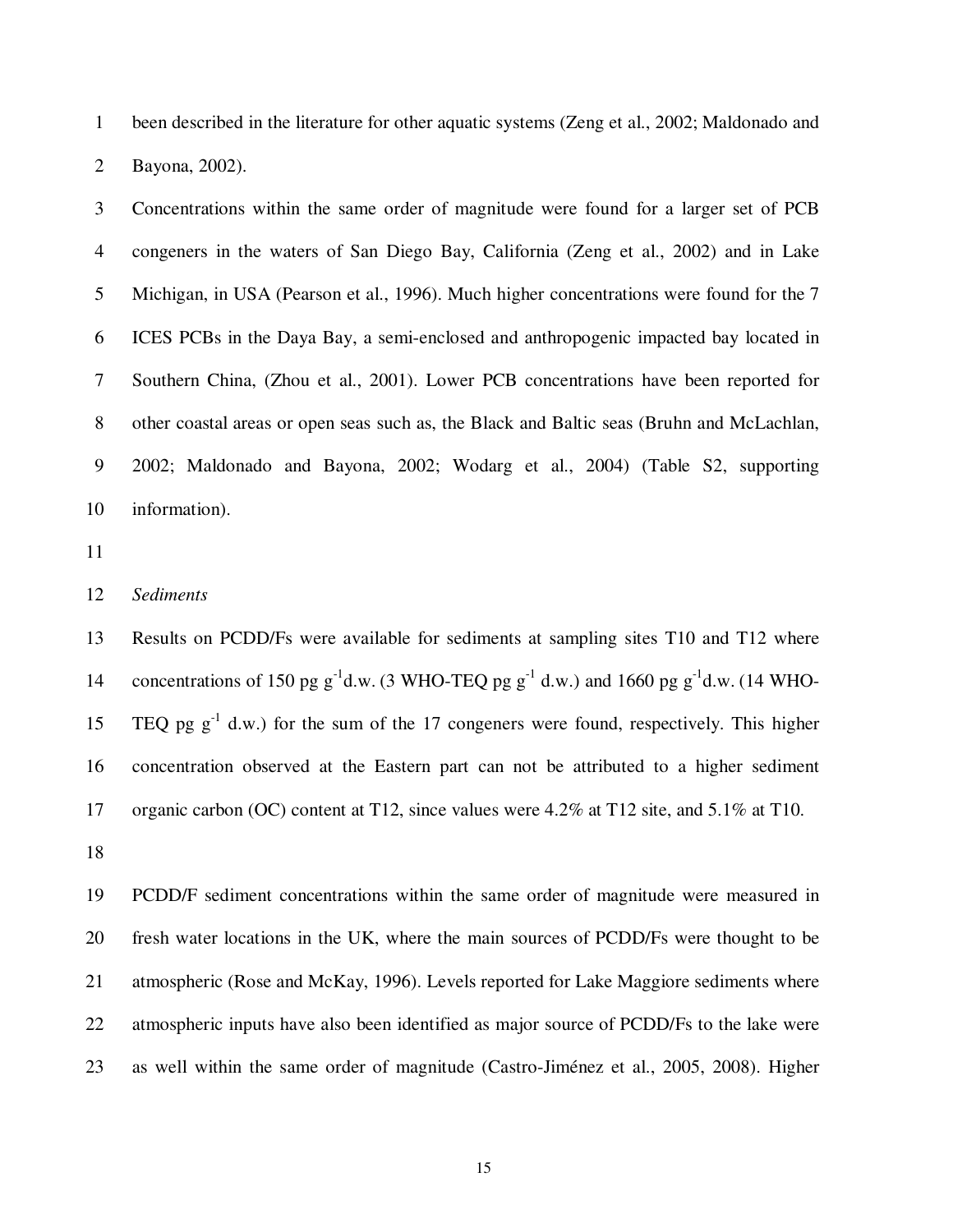been described in the literature for other aquatic systems (Zeng et al., 2002; Maldonado and Bayona, 2002).

Concentrations within the same order of magnitude were found for a larger set of PCB congeners in the waters of San Diego Bay, California (Zeng et al., 2002) and in Lake Michigan, in USA (Pearson et al., 1996). Much higher concentrations were found for the 7 ICES PCBs in the Daya Bay, a semi-enclosed and anthropogenic impacted bay located in Southern China, (Zhou et al., 2001). Lower PCB concentrations have been reported for other coastal areas or open seas such as, the Black and Baltic seas (Bruhn and McLachlan, 2002; Maldonado and Bayona, 2002; Wodarg et al., 2004) (Table S2, supporting information).

*Sediments*

Results on PCDD/Fs were available for sediments at sampling sites T10 and T12 where concentrations of 150 pg $g^{-1}$d.w. (3 WHO-TEQ pg $g^{-1}$ d.w.) and 1660 pg $g^{-1}$d.w. (14 WHO-TEQ pg $g^{-1}$ d.w.) for the sum of the 17 congeners were found, respectively. This higher concentration observed at the Eastern part can not be attributed to a higher sediment organic carbon (OC) content at T12, since values were 4.2% at T12 site, and 5.1% at T10.

PCDD/F sediment concentrations within the same order of magnitude were measured in fresh water locations in the UK, where the main sources of PCDD/Fs were thought to be atmospheric (Rose and McKay, 1996). Levels reported for Lake Maggiore sediments where atmospheric inputs have also been identified as major source of PCDD/Fs to the lake were as well within the same order of magnitude (Castro-Jiménez et al., 2005, 2008). Higher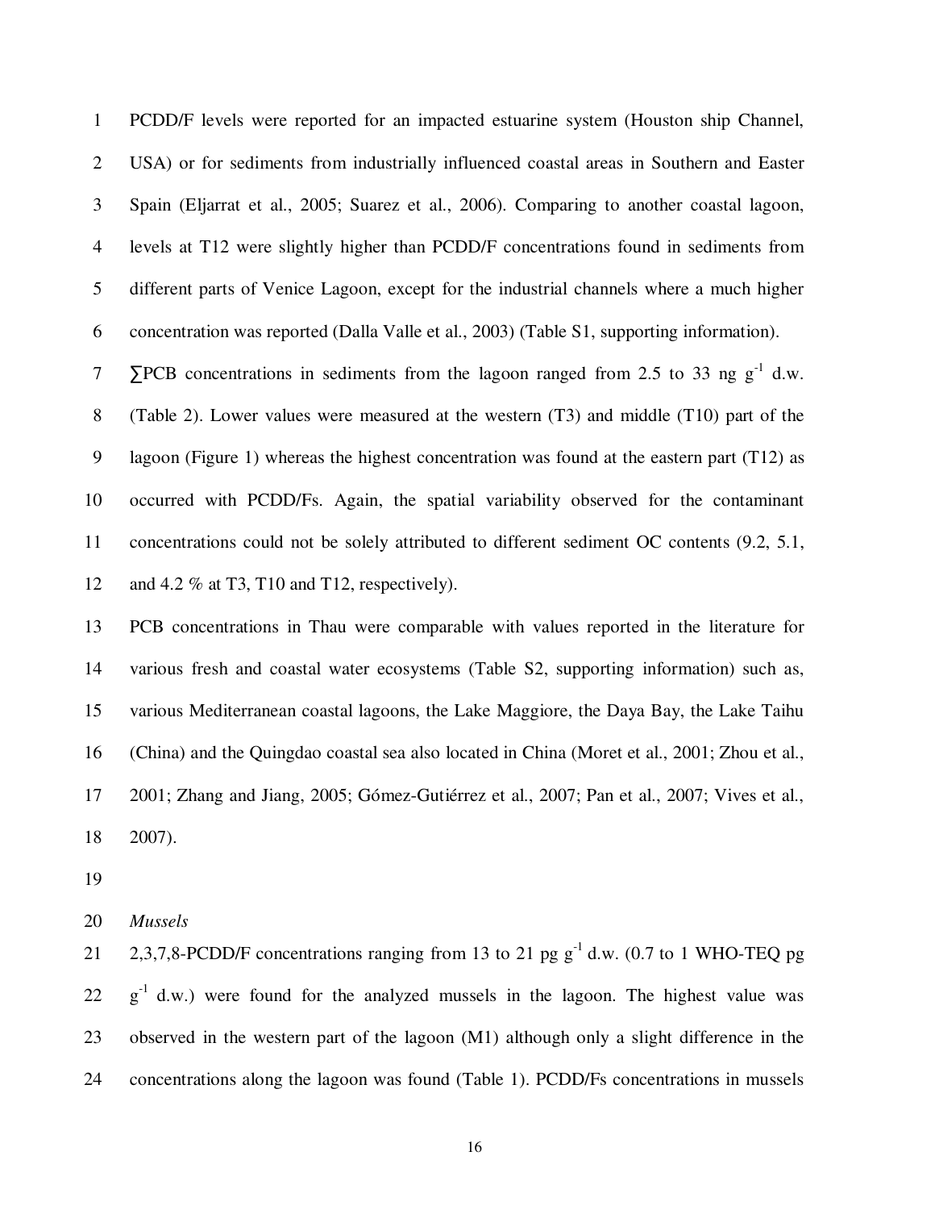PCDD/F levels were reported for an impacted estuarine system (Houston ship Channel, USA) or for sediments from industrially influenced coastal areas in Southern and Easter Spain (Eljarrat et al., 2005; Suarez et al., 2006). Comparing to another coastal lagoon, levels at T12 were slightly higher than PCDD/F concentrations found in sediments from different parts of Venice Lagoon, except for the industrial channels where a much higher concentration was reported (Dalla Valle et al., 2003) (Table S1, supporting information).

∑PCB concentrations in sediments from the lagoon ranged from 2.5 to 33 ng $g^{-1}$ d.w. (Table 2). Lower values were measured at the western (T3) and middle (T10) part of the lagoon (Figure 1) whereas the highest concentration was found at the eastern part (T12) as occurred with PCDD/Fs. Again, the spatial variability observed for the contaminant concentrations could not be solely attributed to different sediment OC contents (9.2, 5.1, and 4.2 % at T3, T10 and T12, respectively).

PCB concentrations in Thau were comparable with values reported in the literature for various fresh and coastal water ecosystems (Table S2, supporting information) such as, various Mediterranean coastal lagoons, the Lake Maggiore, the Daya Bay, the Lake Taihu (China) and the Quingdao coastal sea also located in China (Moret et al., 2001; Zhou et al., 2001; Zhang and Jiang, 2005; Gómez-Gutiérrez et al., 2007; Pan et al., 2007; Vives et al., 2007).

*Mussels*

2,3,7,8-PCDD/F concentrations ranging from 13 to 21 pg $g^{-1}$ d.w. (0.7 to 1 WHO-TEQ pg $g^{-1}$ d.w.) were found for the analyzed mussels in the lagoon. The highest value was observed in the western part of the lagoon (M1) although only a slight difference in the concentrations along the lagoon was found (Table 1). PCDD/Fs concentrations in mussels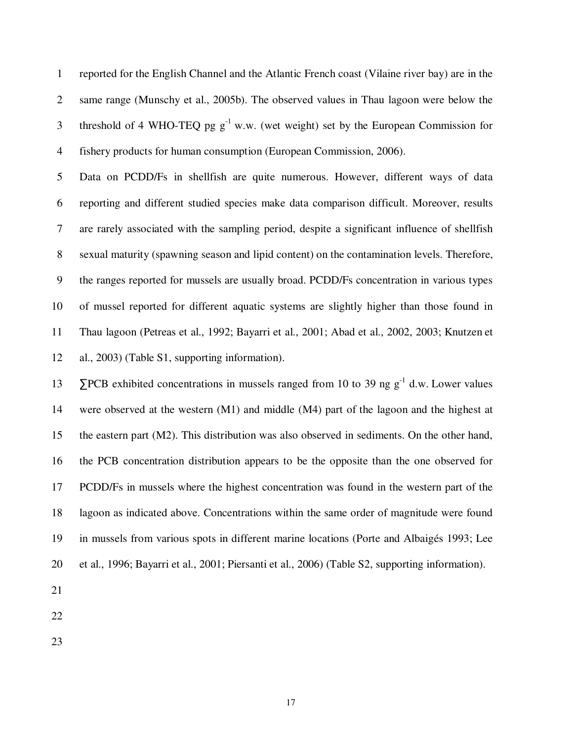reported for the English Channel and the Atlantic French coast (Vilaine river bay) are in the same range (Munschy et al., 2005b). The observed values in Thau lagoon were below the threshold of 4 WHO-TEQ pg $g^{-1}$ w.w. (wet weight) set by the European Commission for fishery products for human consumption (European Commission, 2006).

Data on PCDD/Fs in shellfish are quite numerous. However, different ways of data reporting and different studied species make data comparison difficult. Moreover, results are rarely associated with the sampling period, despite a significant influence of shellfish sexual maturity (spawning season and lipid content) on the contamination levels. Therefore, the ranges reported for mussels are usually broad. PCDD/Fs concentration in various types of mussel reported for different aquatic systems are slightly higher than those found in Thau lagoon (Petreas et al., 1992; Bayarri et al., 2001; Abad et al., 2002, 2003; Knutzen et al., 2003) (Table S1, supporting information).

∑PCB exhibited concentrations in mussels ranged from 10 to 39 ng $g^{-1}$ d.w. Lower values were observed at the western (M1) and middle (M4) part of the lagoon and the highest at the eastern part (M2). This distribution was also observed in sediments. On the other hand, the PCB concentration distribution appears to be the opposite than the one observed for PCDD/Fs in mussels where the highest concentration was found in the western part of the lagoon as indicated above. Concentrations within the same order of magnitude were found in mussels from various spots in different marine locations (Porte and Albaigés 1993; Lee et al., 1996; Bayarri et al., 2001; Piersanti et al., 2006) (Table S2, supporting information).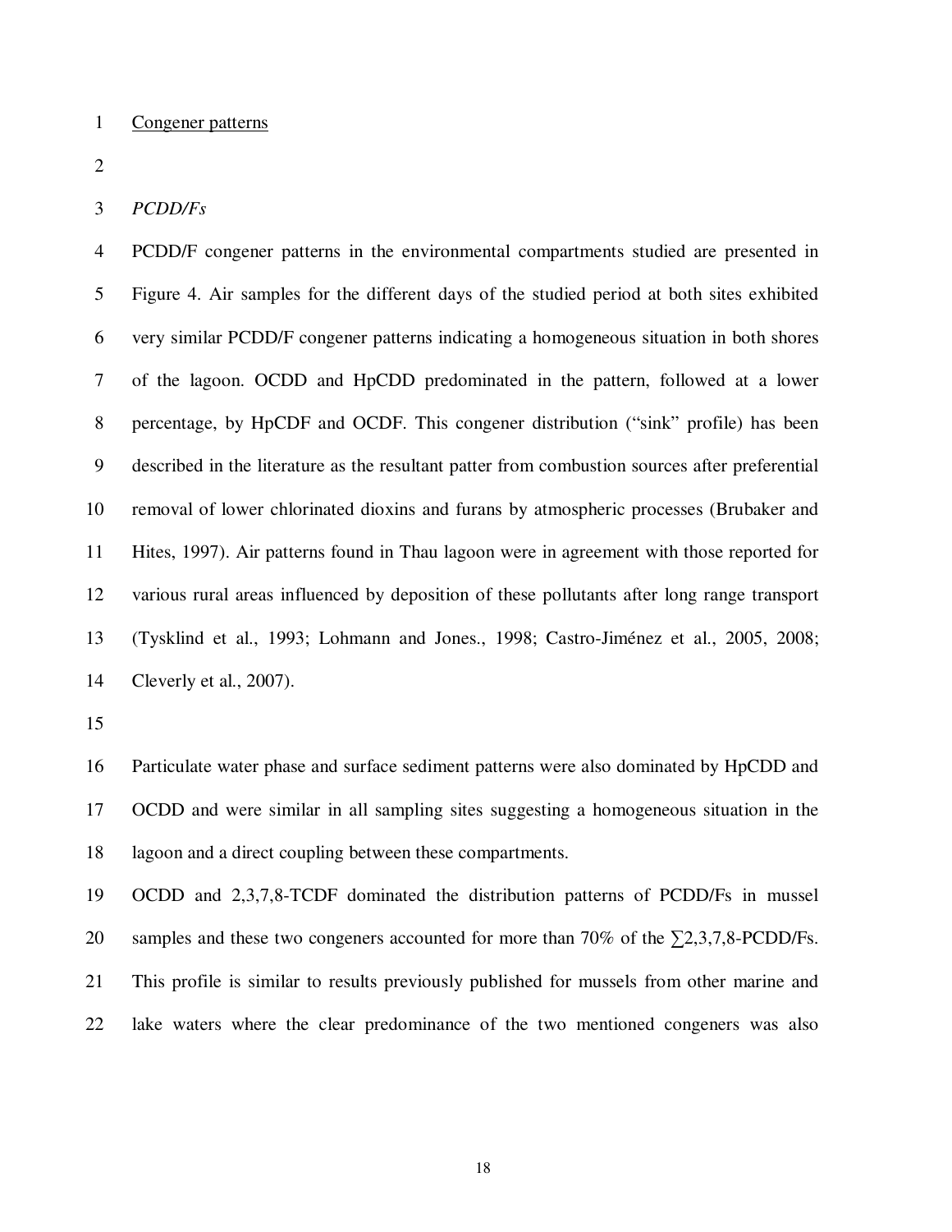Congener patterns

*PCDD/Fs*

PCDD/F congener patterns in the environmental compartments studied are presented in Figure 4. Air samples for the different days of the studied period at both sites exhibited very similar PCDD/F congener patterns indicating a homogeneous situation in both shores of the lagoon. OCDD and HpCDD predominated in the pattern, followed at a lower percentage, by HpCDF and OCDF. This congener distribution ("sink" profile) has been described in the literature as the resultant patter from combustion sources after preferential removal of lower chlorinated dioxins and furans by atmospheric processes (Brubaker and Hites, 1997). Air patterns found in Thau lagoon were in agreement with those reported for various rural areas influenced by deposition of these pollutants after long range transport (Tysklind et al., 1993; Lohmann and Jones., 1998; Castro-Jiménez et al., 2005, 2008; Cleverly et al., 2007).

Particulate water phase and surface sediment patterns were also dominated by HpCDD and OCDD and were similar in all sampling sites suggesting a homogeneous situation in the lagoon and a direct coupling between these compartments.

OCDD and 2,3,7,8-TCDF dominated the distribution patterns of PCDD/Fs in mussel samples and these two congeners accounted for more than 70% of the $\sum$2,3,7,8-PCDD/Fs. This profile is similar to results previously published for mussels from other marine and lake waters where the clear predominance of the two mentioned congeners was also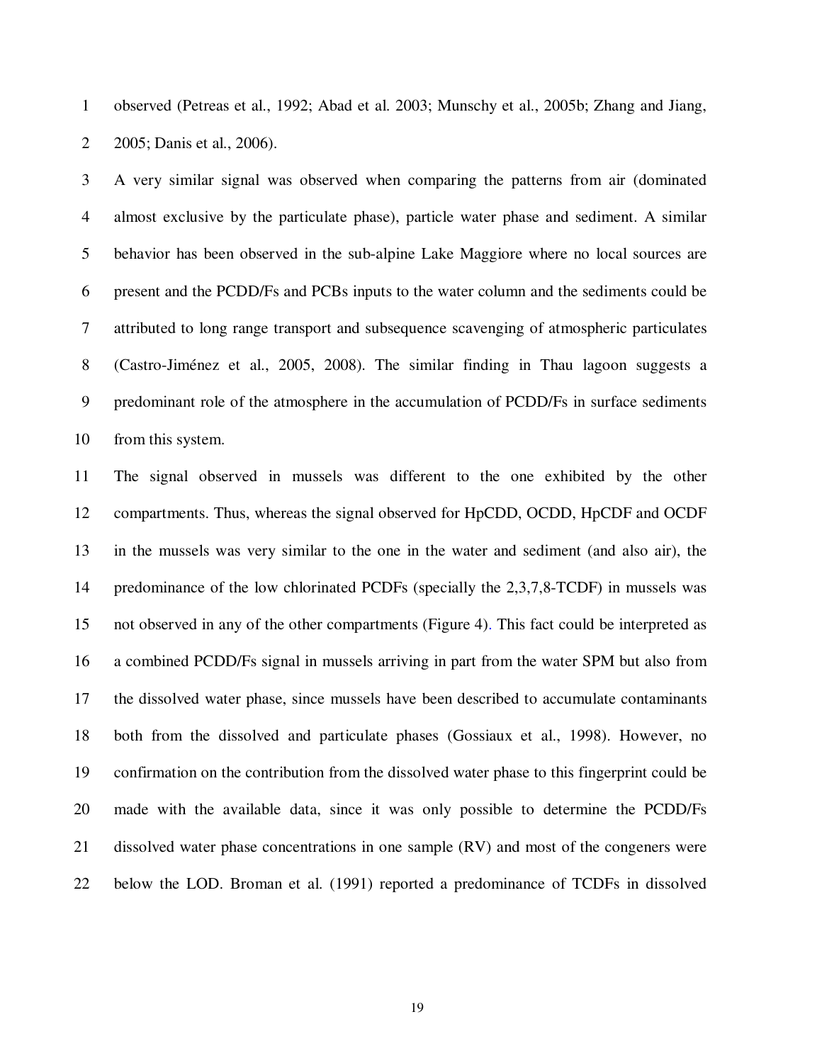observed (Petreas et al., 1992; Abad et al. 2003; Munschy et al., 2005b; Zhang and Jiang, 2005; Danis et al., 2006).

A very similar signal was observed when comparing the patterns from air (dominated almost exclusive by the particulate phase), particle water phase and sediment. A similar behavior has been observed in the sub-alpine Lake Maggiore where no local sources are present and the PCDD/Fs and PCBs inputs to the water column and the sediments could be attributed to long range transport and subsequence scavenging of atmospheric particulates (Castro-Jiménez et al., 2005, 2008). The similar finding in Thau lagoon suggests a predominant role of the atmosphere in the accumulation of PCDD/Fs in surface sediments from this system.

The signal observed in mussels was different to the one exhibited by the other compartments. Thus, whereas the signal observed for HpCDD, OCDD, HpCDF and OCDF in the mussels was very similar to the one in the water and sediment (and also air), the predominance of the low chlorinated PCDFs (specially the 2,3,7,8-TCDF) in mussels was not observed in any of the other compartments (Figure 4). This fact could be interpreted as a combined PCDD/Fs signal in mussels arriving in part from the water SPM but also from the dissolved water phase, since mussels have been described to accumulate contaminants both from the dissolved and particulate phases (Gossiaux et al., 1998). However, no confirmation on the contribution from the dissolved water phase to this fingerprint could be made with the available data, since it was only possible to determine the PCDD/Fs dissolved water phase concentrations in one sample (RV) and most of the congeners were below the LOD. Broman et al. (1991) reported a predominance of TCDFs in dissolved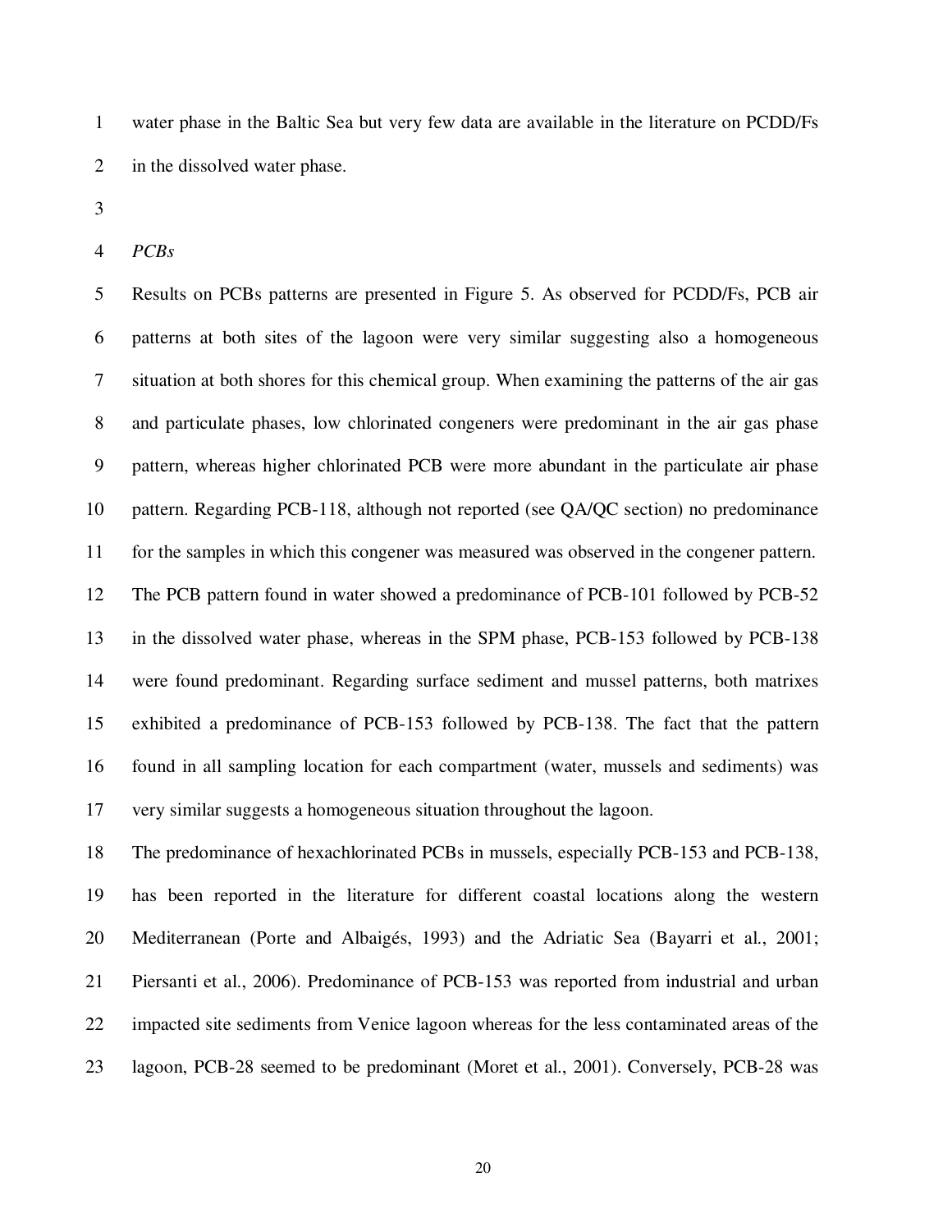water phase in the Baltic Sea but very few data are available in the literature on PCDD/Fs in the dissolved water phase.

*PCBs*

Results on PCBs patterns are presented in Figure 5. As observed for PCDD/Fs, PCB air patterns at both sites of the lagoon were very similar suggesting also a homogeneous situation at both shores for this chemical group. When examining the patterns of the air gas and particulate phases, low chlorinated congeners were predominant in the air gas phase pattern, whereas higher chlorinated PCB were more abundant in the particulate air phase pattern. Regarding PCB-118, although not reported (see QA/QC section) no predominance for the samples in which this congener was measured was observed in the congener pattern. The PCB pattern found in water showed a predominance of PCB-101 followed by PCB-52 in the dissolved water phase, whereas in the SPM phase, PCB-153 followed by PCB-138 were found predominant. Regarding surface sediment and mussel patterns, both matrixes exhibited a predominance of PCB-153 followed by PCB-138. The fact that the pattern found in all sampling location for each compartment (water, mussels and sediments) was very similar suggests a homogeneous situation throughout the lagoon.

The predominance of hexachlorinated PCBs in mussels, especially PCB-153 and PCB-138, has been reported in the literature for different coastal locations along the western Mediterranean (Porte and Albaigés, 1993) and the Adriatic Sea (Bayarri et al., 2001; Piersanti et al., 2006). Predominance of PCB-153 was reported from industrial and urban impacted site sediments from Venice lagoon whereas for the less contaminated areas of the lagoon, PCB-28 seemed to be predominant (Moret et al., 2001). Conversely, PCB-28 was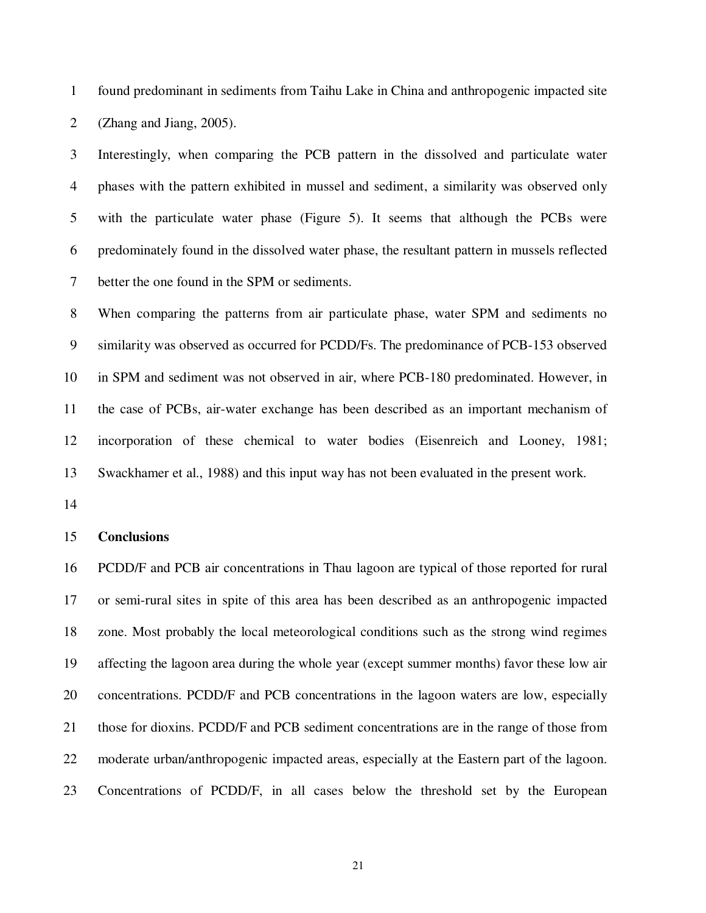found predominant in sediments from Taihu Lake in China and anthropogenic impacted site (Zhang and Jiang, 2005).

Interestingly, when comparing the PCB pattern in the dissolved and particulate water phases with the pattern exhibited in mussel and sediment, a similarity was observed only with the particulate water phase (Figure 5). It seems that although the PCBs were predominately found in the dissolved water phase, the resultant pattern in mussels reflected better the one found in the SPM or sediments.

When comparing the patterns from air particulate phase, water SPM and sediments no similarity was observed as occurred for PCDD/Fs. The predominance of PCB-153 observed in SPM and sediment was not observed in air, where PCB-180 predominated. However, in the case of PCBs, air-water exchange has been described as an important mechanism of incorporation of these chemical to water bodies (Eisenreich and Looney, 1981; Swackhamer et al., 1988) and this input way has not been evaluated in the present work.

## Conclusions

PCDD/F and PCB air concentrations in Thau lagoon are typical of those reported for rural or semi-rural sites in spite of this area has been described as an anthropogenic impacted zone. Most probably the local meteorological conditions such as the strong wind regimes affecting the lagoon area during the whole year (except summer months) favor these low air concentrations. PCDD/F and PCB concentrations in the lagoon waters are low, especially those for dioxins. PCDD/F and PCB sediment concentrations are in the range of those from moderate urban/anthropogenic impacted areas, especially at the Eastern part of the lagoon. Concentrations of PCDD/F, in all cases below the threshold set by the European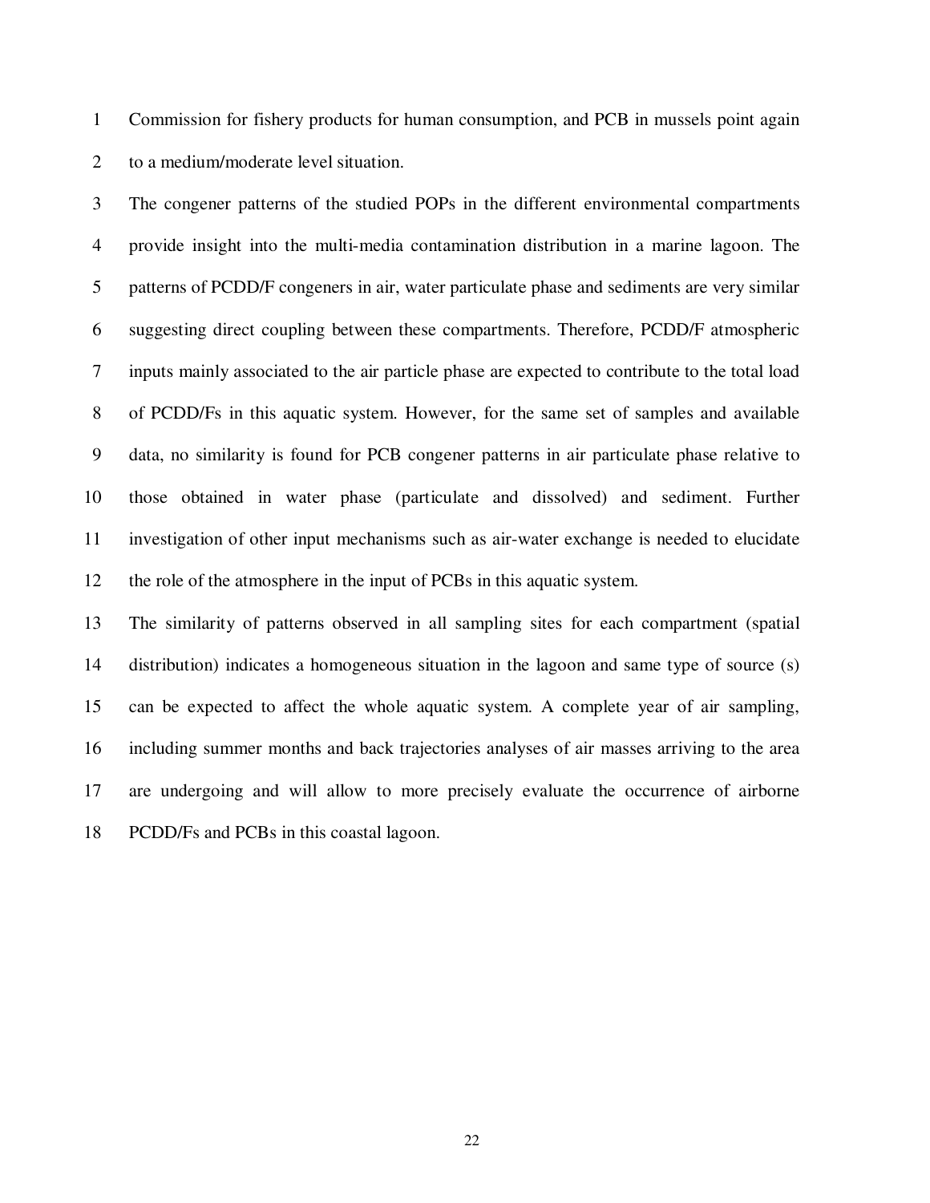Commission for fishery products for human consumption, and PCB in mussels point again to a medium/moderate level situation.

The congener patterns of the studied POPs in the different environmental compartments provide insight into the multi-media contamination distribution in a marine lagoon. The patterns of PCDD/F congeners in air, water particulate phase and sediments are very similar suggesting direct coupling between these compartments. Therefore, PCDD/F atmospheric inputs mainly associated to the air particle phase are expected to contribute to the total load of PCDD/Fs in this aquatic system. However, for the same set of samples and available data, no similarity is found for PCB congener patterns in air particulate phase relative to those obtained in water phase (particulate and dissolved) and sediment. Further investigation of other input mechanisms such as air-water exchange is needed to elucidate the role of the atmosphere in the input of PCBs in this aquatic system.

The similarity of patterns observed in all sampling sites for each compartment (spatial distribution) indicates a homogeneous situation in the lagoon and same type of source (s) can be expected to affect the whole aquatic system. A complete year of air sampling, including summer months and back trajectories analyses of air masses arriving to the area are undergoing and will allow to more precisely evaluate the occurrence of airborne PCDD/Fs and PCBs in this coastal lagoon.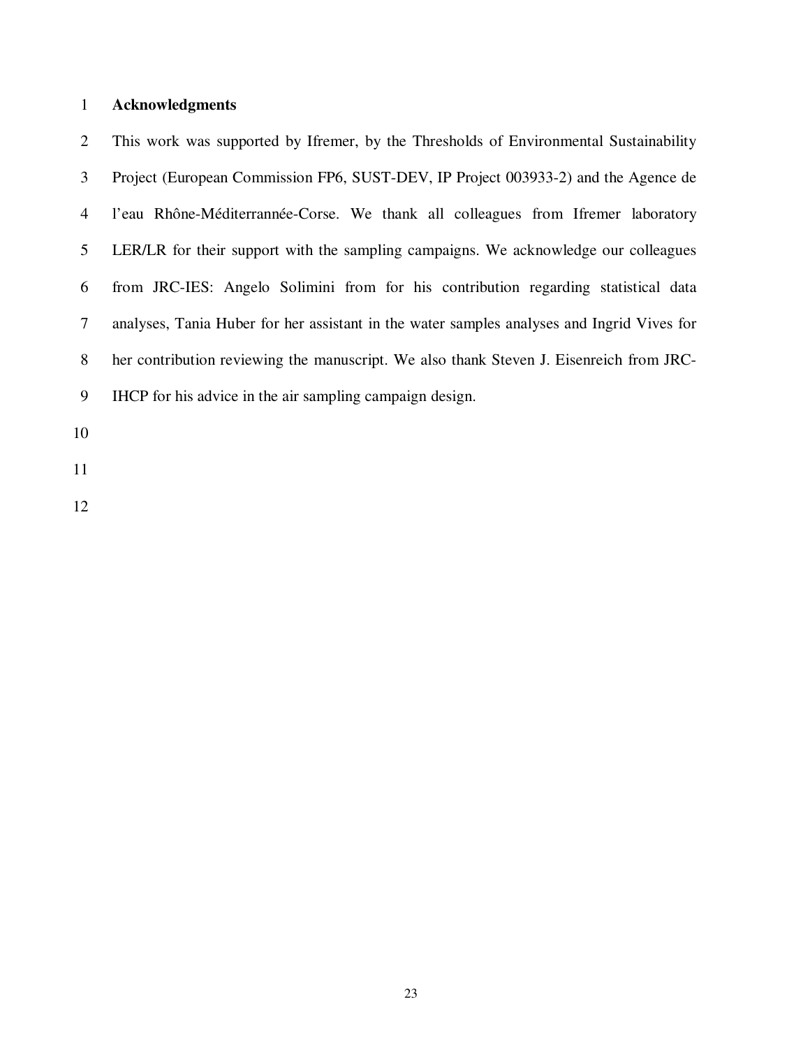## Acknowledgments

This work was supported by Ifremer, by the Thresholds of Environmental Sustainability Project (European Commission FP6, SUST-DEV, IP Project 003933-2) and the Agence de l'eau Rhône-Méditerrannée-Corse. We thank all colleagues from Ifremer laboratory LER/LR for their support with the sampling campaigns. We acknowledge our colleagues from JRC-IES: Angelo Solimini from for his contribution regarding statistical data analyses, Tania Huber for her assistant in the water samples analyses and Ingrid Vives for her contribution reviewing the manuscript. We also thank Steven J. Eisenreich from JRC-IHCP for his advice in the air sampling campaign design.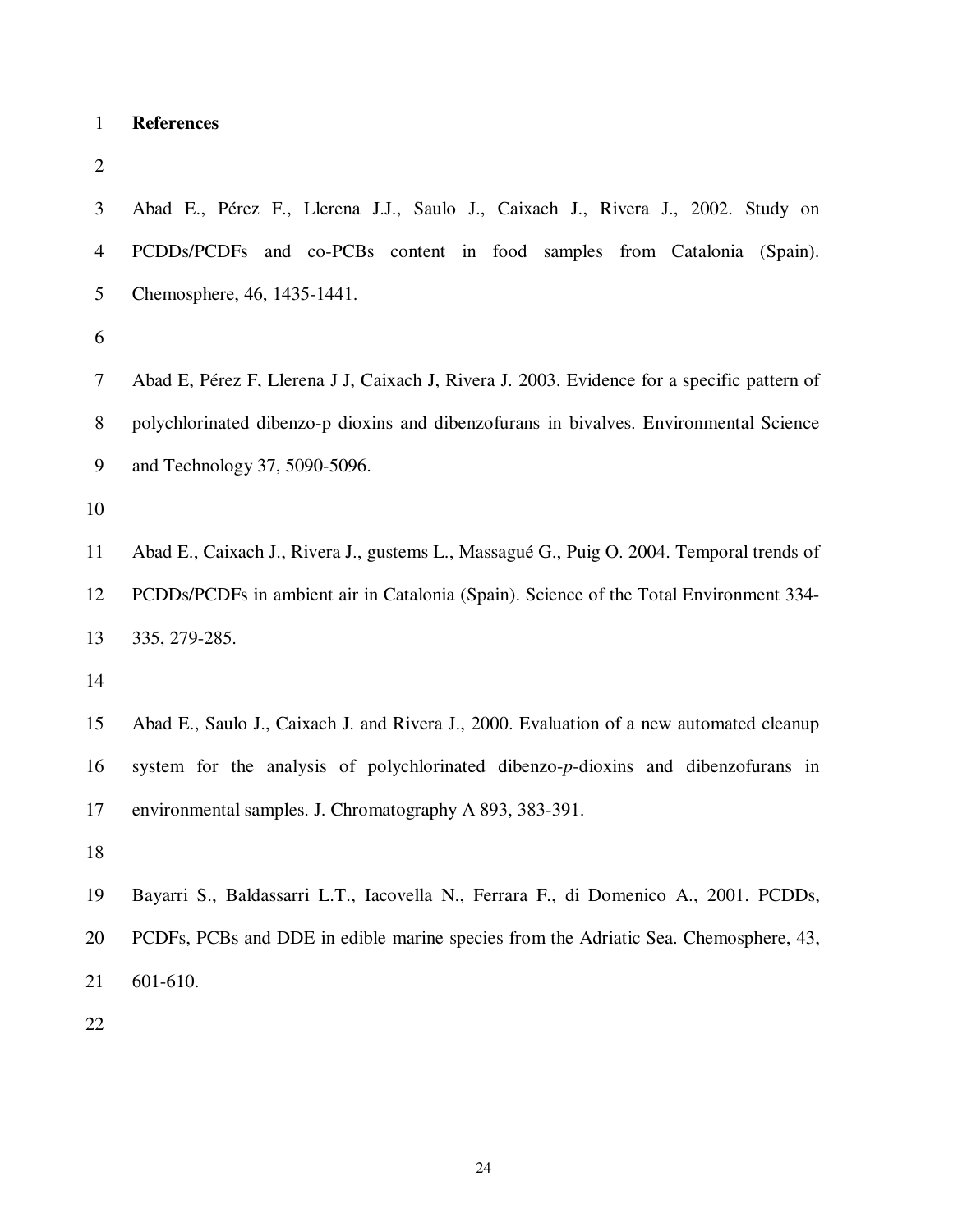# References

Abad E., Pérez F., Llerena J.J., Saulo J., Caixach J., Rivera J., 2002. Study on PCDDs/PCDFs and co-PCBs content in food samples from Catalonia (Spain). Chemosphere, 46, 1435-1441.

Abad E, Pérez F, Llerena J J, Caixach J, Rivera J. 2003. Evidence for a specific pattern of polychlorinated dibenzo-p dioxins and dibenzofurans in bivalves. Environmental Science and Technology 37, 5090-5096.

Abad E., Caixach J., Rivera J., gustems L., Massagué G., Puig O. 2004. Temporal trends of PCDDs/PCDFs in ambient air in Catalonia (Spain). Science of the Total Environment 334-335, 279-285.

Abad E., Saulo J., Caixach J. and Rivera J., 2000. Evaluation of a new automated cleanup system for the analysis of polychlorinated dibenzo-*p*-dioxins and dibenzofurans in environmental samples. J. Chromatography A 893, 383-391.

Bayarri S., Baldassarri L.T., Iacovella N., Ferrara F., di Domenico A., 2001. PCDDs, PCDFs, PCBs and DDE in edible marine species from the Adriatic Sea. Chemosphere, 43, 601-610.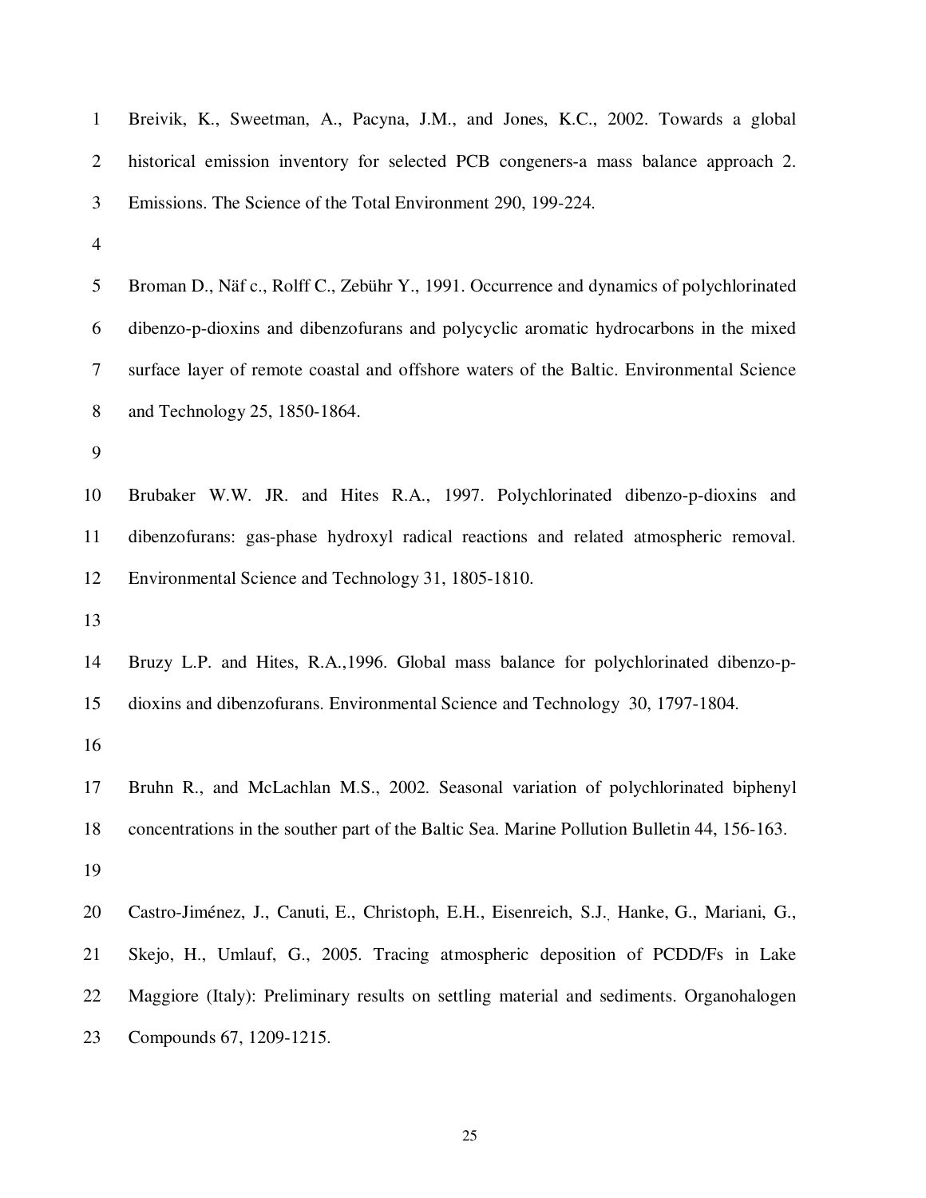Breivik, K., Sweetman, A., Pacyna, J.M., and Jones, K.C., 2002. Towards a global historical emission inventory for selected PCB congeners-a mass balance approach 2. Emissions. The Science of the Total Environment 290, 199-224.

Broman D., Näf c., Rolff C., Zebühr Y., 1991. Occurrence and dynamics of polychlorinated dibenzo-p-dioxins and dibenzofurans and polycyclic aromatic hydrocarbons in the mixed surface layer of remote coastal and offshore waters of the Baltic. Environmental Science and Technology 25, 1850-1864.

Brubaker W.W. JR. and Hites R.A., 1997. Polychlorinated dibenzo-p-dioxins and dibenzofurans: gas-phase hydroxyl radical reactions and related atmospheric removal. Environmental Science and Technology 31, 1805-1810.

Bruzy L.P. and Hites, R.A.,1996. Global mass balance for polychlorinated dibenzo-p-dioxins and dibenzofurans. Environmental Science and Technology 30, 1797-1804.

Bruhn R., and McLachlan M.S., 2002. Seasonal variation of polychlorinated biphenyl concentrations in the souther part of the Baltic Sea. Marine Pollution Bulletin 44, 156-163.

Castro-Jiménez, J., Canuti, E., Christoph, E.H., Eisenreich, S.J., Hanke, G., Mariani, G., Skejo, H., Umlauf, G., 2005. Tracing atmospheric deposition of PCDD/Fs in Lake Maggiore (Italy): Preliminary results on settling material and sediments. Organohalogen Compounds 67, 1209-1215.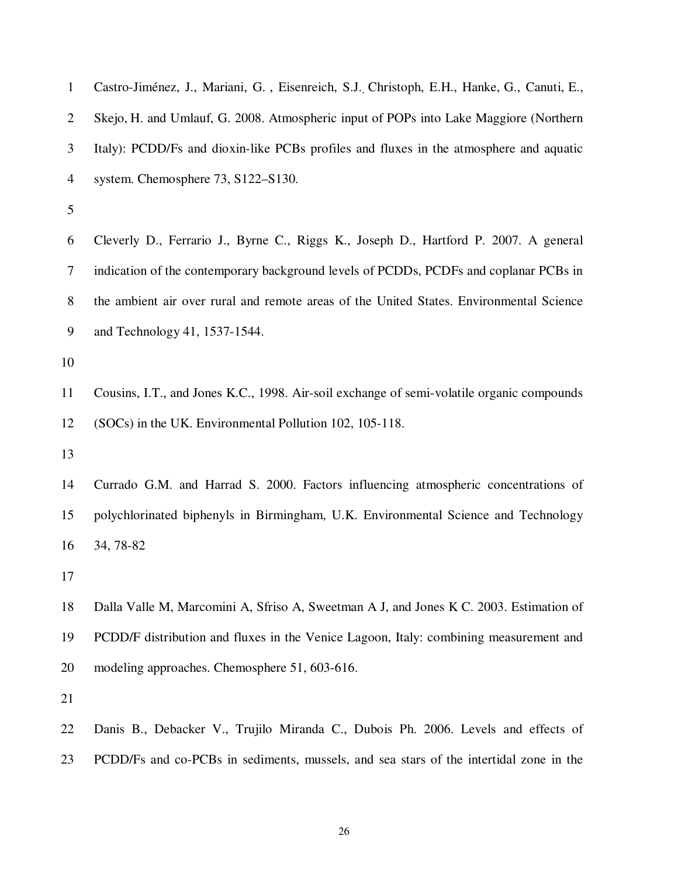Castro-Jiménez, J., Mariani, G. , Eisenreich, S.J., Christoph, E.H., Hanke, G., Canuti, E., Skejo, H. and Umlauf, G. 2008. Atmospheric input of POPs into Lake Maggiore (Northern Italy): PCDD/Fs and dioxin-like PCBs profiles and fluxes in the atmosphere and aquatic system. Chemosphere 73, S122–S130.

Cleverly D., Ferrario J., Byrne C., Riggs K., Joseph D., Hartford P. 2007. A general indication of the contemporary background levels of PCDDs, PCDFs and coplanar PCBs in the ambient air over rural and remote areas of the United States. Environmental Science and Technology 41, 1537-1544.

Cousins, I.T., and Jones K.C., 1998. Air-soil exchange of semi-volatile organic compounds (SOCs) in the UK. Environmental Pollution 102, 105-118.

Currado G.M. and Harrad S. 2000. Factors influencing atmospheric concentrations of polychlorinated biphenyls in Birmingham, U.K. Environmental Science and Technology 34, 78-82

Dalla Valle M, Marcomini A, Sfriso A, Sweetman A J, and Jones K C. 2003. Estimation of PCDD/F distribution and fluxes in the Venice Lagoon, Italy: combining measurement and modeling approaches. Chemosphere 51, 603-616.

Danis B., Debacker V., Trujilo Miranda C., Dubois Ph. 2006. Levels and effects of PCDD/Fs and co-PCBs in sediments, mussels, and sea stars of the intertidal zone in the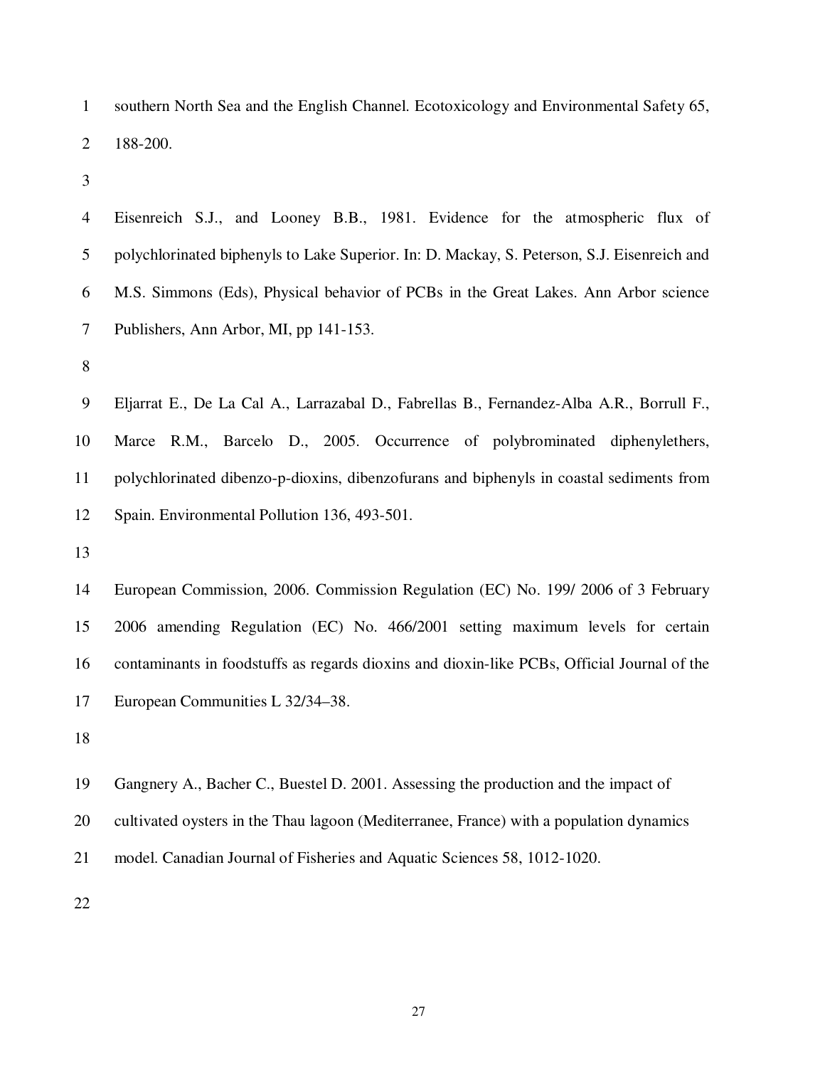southern North Sea and the English Channel. Ecotoxicology and Environmental Safety 65, 188-200.

Eisenreich S.J., and Looney B.B., 1981. Evidence for the atmospheric flux of polychlorinated biphenyls to Lake Superior. In: D. Mackay, S. Peterson, S.J. Eisenreich and M.S. Simmons (Eds), Physical behavior of PCBs in the Great Lakes. Ann Arbor science Publishers, Ann Arbor, MI, pp 141-153.

Eljarrat E., De La Cal A., Larrazabal D., Fabrellas B., Fernandez-Alba A.R., Borrull F., Marce R.M., Barcelo D., 2005. Occurrence of polybrominated diphenylethers, polychlorinated dibenzo-p-dioxins, dibenzofurans and biphenyls in coastal sediments from Spain. Environmental Pollution 136, 493-501.

European Commission, 2006. Commission Regulation (EC) No. 199/ 2006 of 3 February 2006 amending Regulation (EC) No. 466/2001 setting maximum levels for certain contaminants in foodstuffs as regards dioxins and dioxin-like PCBs, Official Journal of the European Communities L 32/34–38.

Gangnery A., Bacher C., Buestel D. 2001. Assessing the production and the impact of cultivated oysters in the Thau lagoon (Mediterranee, France) with a population dynamics model. Canadian Journal of Fisheries and Aquatic Sciences 58, 1012-1020.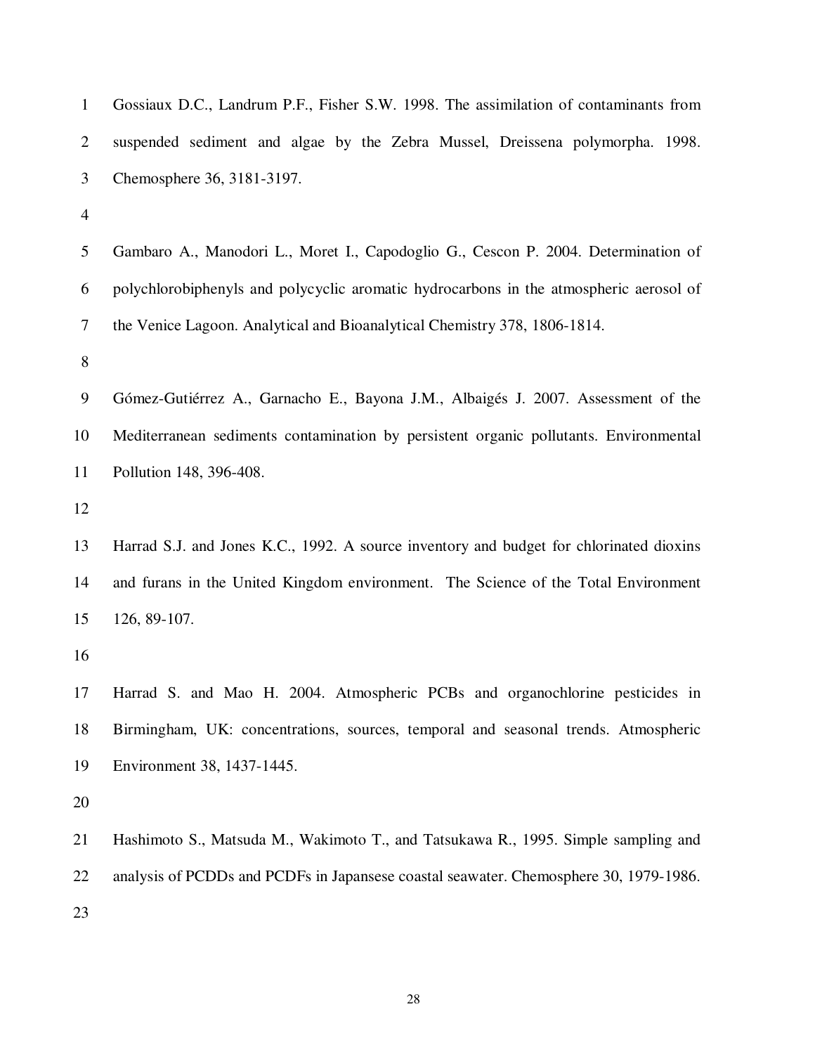Gossiaux D.C., Landrum P.F., Fisher S.W. 1998. The assimilation of contaminants from suspended sediment and algae by the Zebra Mussel, Dreissena polymorpha. 1998. Chemosphere 36, 3181-3197.

Gambaro A., Manodori L., Moret I., Capodoglio G., Cescon P. 2004. Determination of polychlorobiphenyls and polycyclic aromatic hydrocarbons in the atmospheric aerosol of the Venice Lagoon. Analytical and Bioanalytical Chemistry 378, 1806-1814.

Gómez-Gutiérrez A., Garnacho E., Bayona J.M., Albaigés J. 2007. Assessment of the Mediterranean sediments contamination by persistent organic pollutants. Environmental Pollution 148, 396-408.

Harrad S.J. and Jones K.C., 1992. A source inventory and budget for chlorinated dioxins and furans in the United Kingdom environment. The Science of the Total Environment 126, 89-107.

Harrad S. and Mao H. 2004. Atmospheric PCBs and organochlorine pesticides in Birmingham, UK: concentrations, sources, temporal and seasonal trends. Atmospheric Environment 38, 1437-1445.

Hashimoto S., Matsuda M., Wakimoto T., and Tatsukawa R., 1995. Simple sampling and analysis of PCDDs and PCDFs in Japansese coastal seawater. Chemosphere 30, 1979-1986.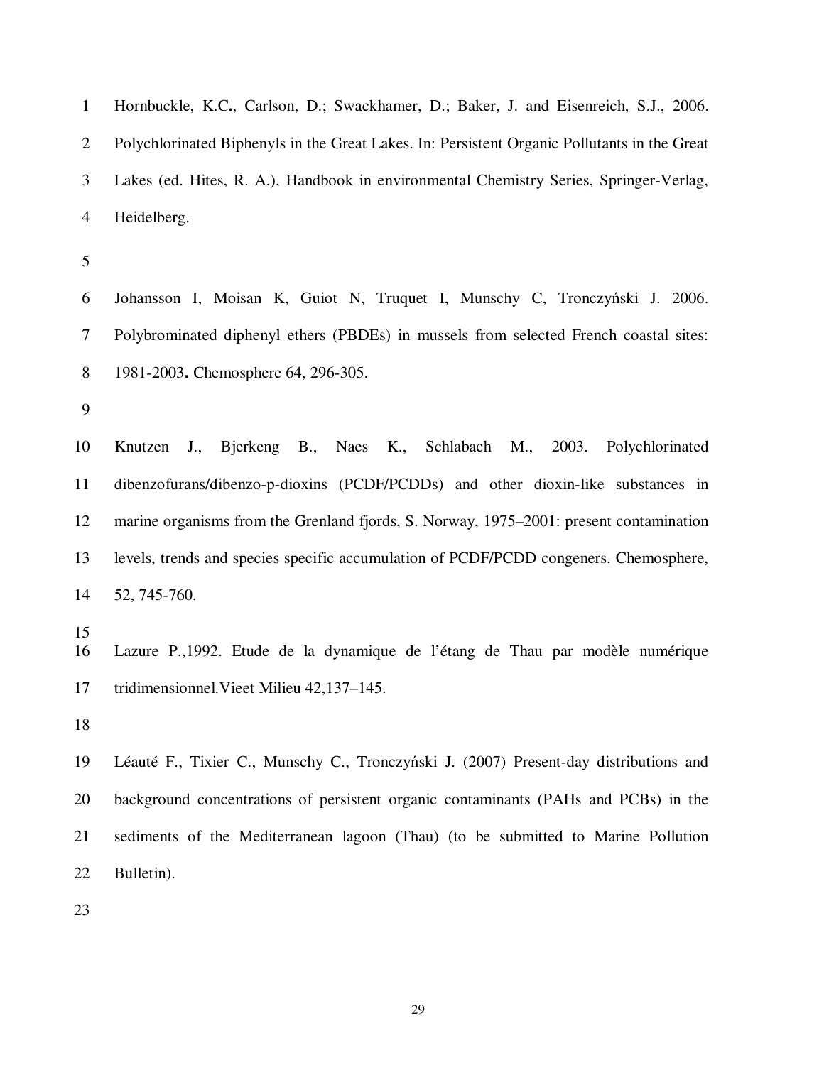Hornbuckle, K.C**.**, Carlson, D.; Swackhamer, D.; Baker, J. and Eisenreich, S.J., 2006. Polychlorinated Biphenyls in the Great Lakes. In: Persistent Organic Pollutants in the Great Lakes (ed. Hites, R. A.), Handbook in environmental Chemistry Series, Springer-Verlag, Heidelberg.

Johansson I, Moisan K, Guiot N, Truquet I, Munschy C, Tronczyński J. 2006. Polybrominated diphenyl ethers (PBDEs) in mussels from selected French coastal sites: 1981-2003**.** Chemosphere 64, 296-305.

Knutzen J., Bjerkeng B., Naes K., Schlabach M., 2003. Polychlorinated dibenzofurans/dibenzo-p-dioxins (PCDF/PCDDs) and other dioxin-like substances in marine organisms from the Grenland fjords, S. Norway, 1975–2001: present contamination levels, trends and species specific accumulation of PCDF/PCDD congeners. Chemosphere, 52, 745-760.

Lazure P.,1992. Etude de la dynamique de l'étang de Thau par modèle numérique tridimensionnel.Vieet Milieu 42,137–145.

Léauté F., Tixier C., Munschy C., Tronczyński J. (2007) Present-day distributions and background concentrations of persistent organic contaminants (PAHs and PCBs) in the sediments of the Mediterranean lagoon (Thau) (to be submitted to Marine Pollution Bulletin).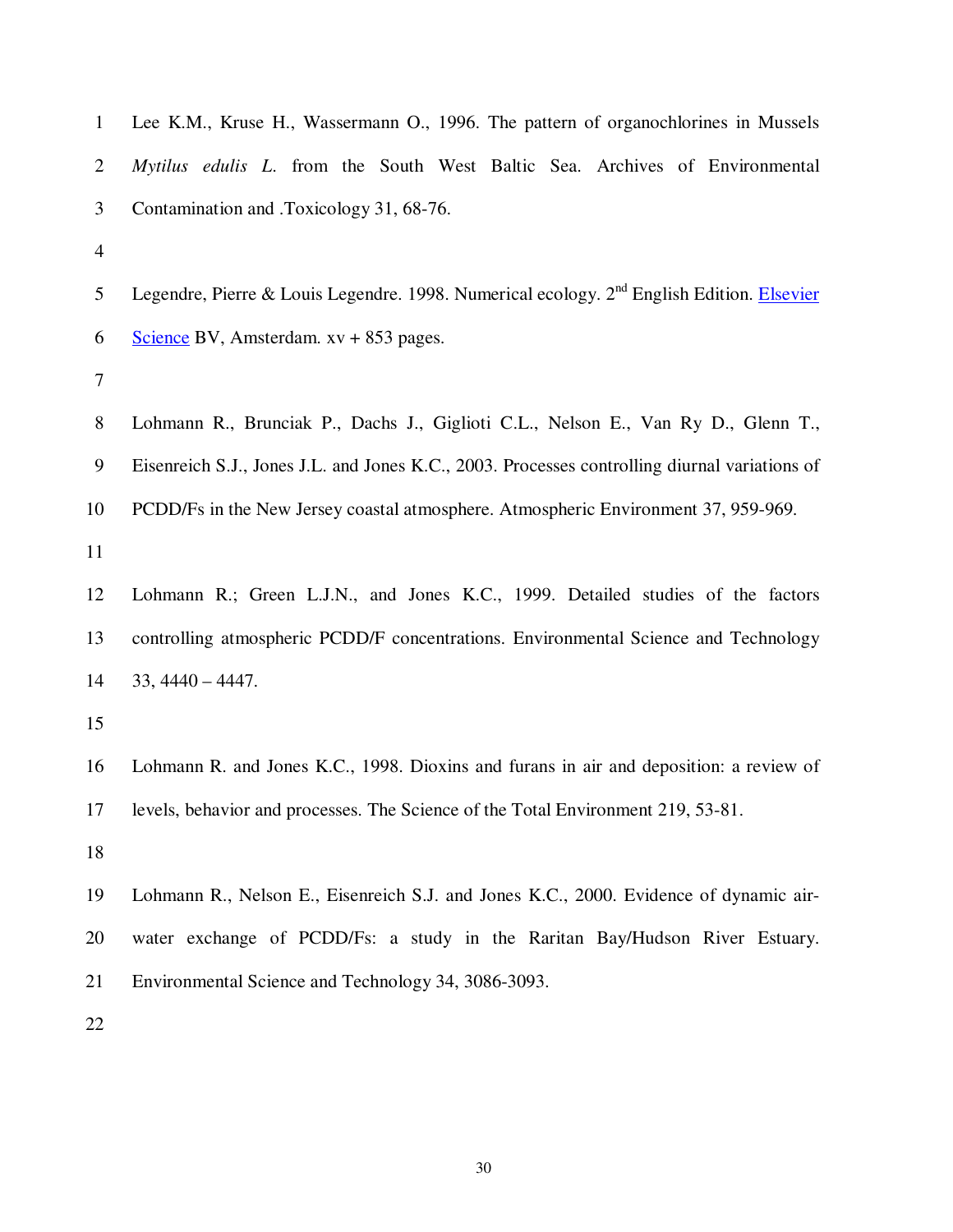Lee K.M., Kruse H., Wassermann O., 1996. The pattern of organochlorines in Mussels *Mytilus edulis L.* from the South West Baltic Sea. Archives of Environmental Contamination and .Toxicology 31, 68-76.

Legendre, Pierre & Louis Legendre. 1998. Numerical ecology. 2nd English Edition. Elsevier Science BV, Amsterdam. xv + 853 pages.

Lohmann R., Brunciak P., Dachs J., Giglioti C.L., Nelson E., Van Ry D., Glenn T., Eisenreich S.J., Jones J.L. and Jones K.C., 2003. Processes controlling diurnal variations of PCDD/Fs in the New Jersey coastal atmosphere. Atmospheric Environment 37, 959-969.

Lohmann R.; Green L.J.N., and Jones K.C., 1999. Detailed studies of the factors controlling atmospheric PCDD/F concentrations. Environmental Science and Technology 33, 4440 – 4447.

Lohmann R. and Jones K.C., 1998. Dioxins and furans in air and deposition: a review of levels, behavior and processes. The Science of the Total Environment 219, 53-81.

Lohmann R., Nelson E., Eisenreich S.J. and Jones K.C., 2000. Evidence of dynamic air-water exchange of PCDD/Fs: a study in the Raritan Bay/Hudson River Estuary. Environmental Science and Technology 34, 3086-3093.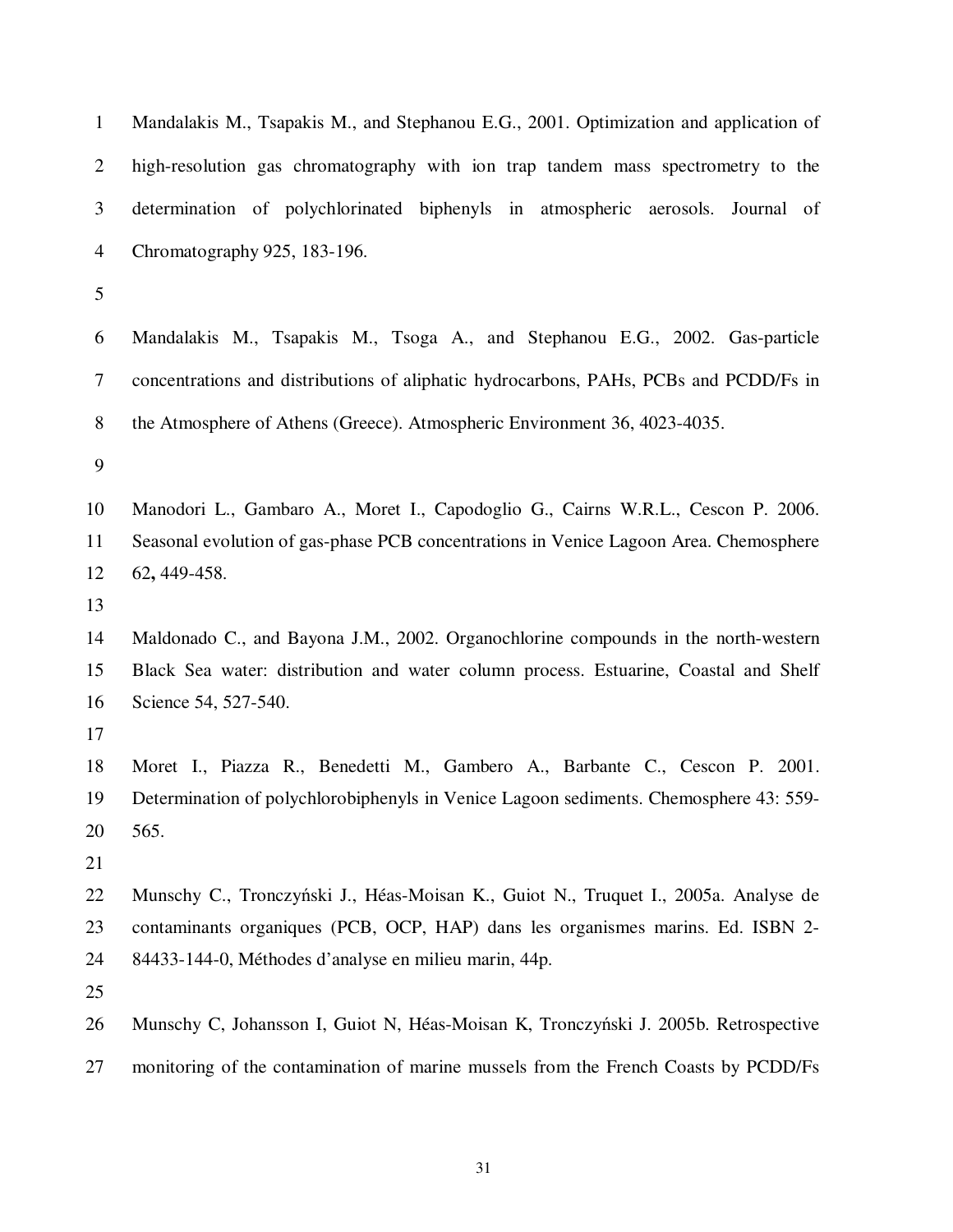Mandalakis M., Tsapakis M., and Stephanou E.G., 2001. Optimization and application of high-resolution gas chromatography with ion trap tandem mass spectrometry to the determination of polychlorinated biphenyls in atmospheric aerosols. Journal of Chromatography 925, 183-196.

Mandalakis M., Tsapakis M., Tsoga A., and Stephanou E.G., 2002. Gas-particle concentrations and distributions of aliphatic hydrocarbons, PAHs, PCBs and PCDD/Fs in the Atmosphere of Athens (Greece). Atmospheric Environment 36, 4023-4035.

Manodori L., Gambaro A., Moret I., Capodoglio G., Cairns W.R.L., Cescon P. 2006. Seasonal evolution of gas-phase PCB concentrations in Venice Lagoon Area. Chemosphere 62**,** 449-458.

Maldonado C., and Bayona J.M., 2002. Organochlorine compounds in the north-western Black Sea water: distribution and water column process. Estuarine, Coastal and Shelf Science 54, 527-540.

Moret I., Piazza R., Benedetti M., Gambero A., Barbante C., Cescon P. 2001. Determination of polychlorobiphenyls in Venice Lagoon sediments. Chemosphere 43: 559-565.

Munschy C., Tronczyński J., Héas-Moisan K., Guiot N., Truquet I., 2005a. Analyse de contaminants organiques (PCB, OCP, HAP) dans les organismes marins. Ed. ISBN 2-84433-144-0, Méthodes d'analyse en milieu marin, 44p.

Munschy C, Johansson I, Guiot N, Héas-Moisan K, Tronczyński J. 2005b. Retrospective monitoring of the contamination of marine mussels from the French Coasts by PCDD/Fs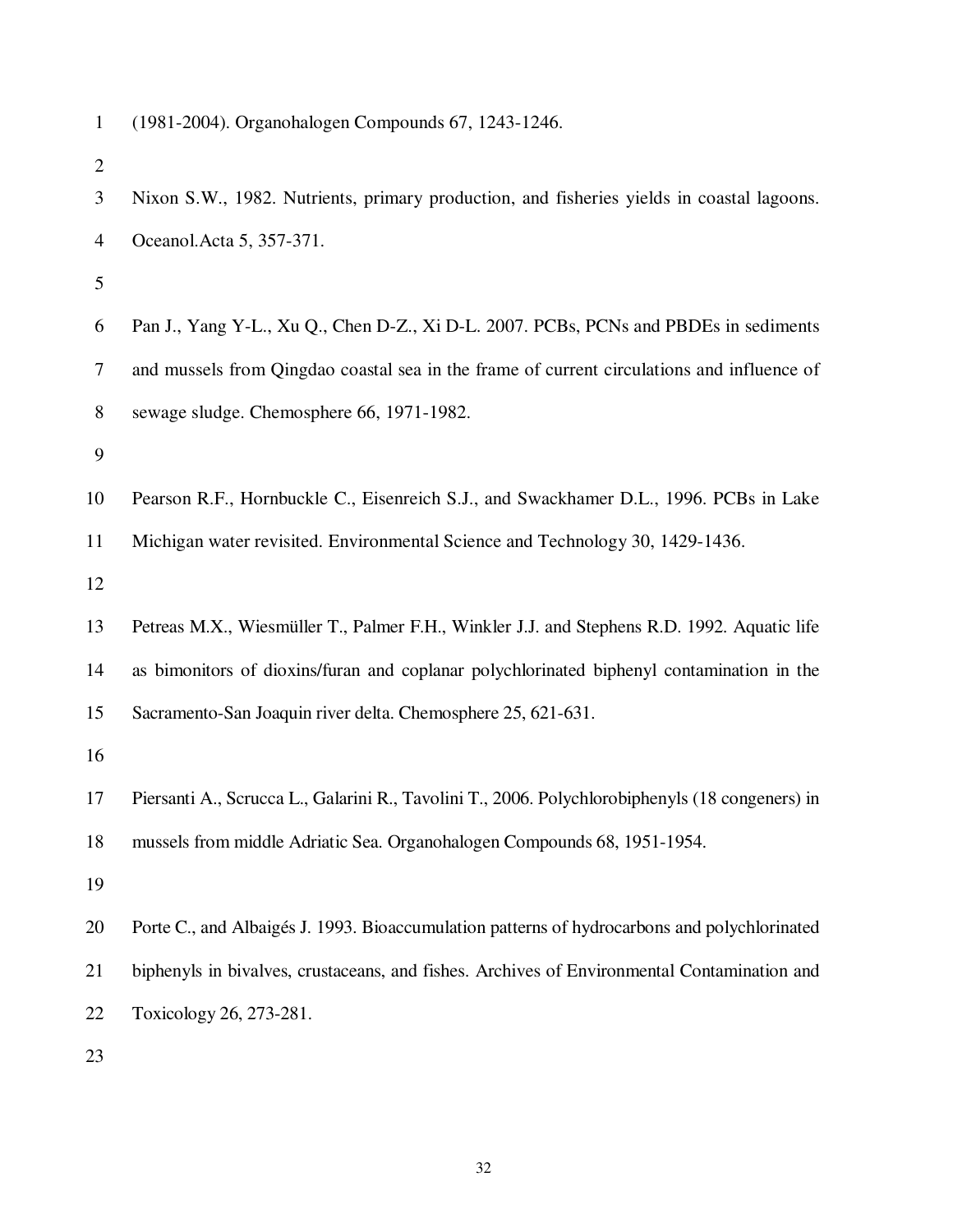(1981-2004). Organohalogen Compounds 67, 1243-1246.

Nixon S.W., 1982. Nutrients, primary production, and fisheries yields in coastal lagoons. Oceanol.Acta 5, 357-371.

Pan J., Yang Y-L., Xu Q., Chen D-Z., Xi D-L. 2007. PCBs, PCNs and PBDEs in sediments and mussels from Qingdao coastal sea in the frame of current circulations and influence of sewage sludge. Chemosphere 66, 1971-1982.

Pearson R.F., Hornbuckle C., Eisenreich S.J., and Swackhamer D.L., 1996. PCBs in Lake Michigan water revisited. Environmental Science and Technology 30, 1429-1436.

Petreas M.X., Wiesmüller T., Palmer F.H., Winkler J.J. and Stephens R.D. 1992. Aquatic life as bimonitors of dioxins/furan and coplanar polychlorinated biphenyl contamination in the Sacramento-San Joaquin river delta. Chemosphere 25, 621-631.

Piersanti A., Scrucca L., Galarini R., Tavolini T., 2006. Polychlorobiphenyls (18 congeners) in mussels from middle Adriatic Sea. Organohalogen Compounds 68, 1951-1954.

Porte C., and Albaigés J. 1993. Bioaccumulation patterns of hydrocarbons and polychlorinated biphenyls in bivalves, crustaceans, and fishes. Archives of Environmental Contamination and Toxicology 26, 273-281.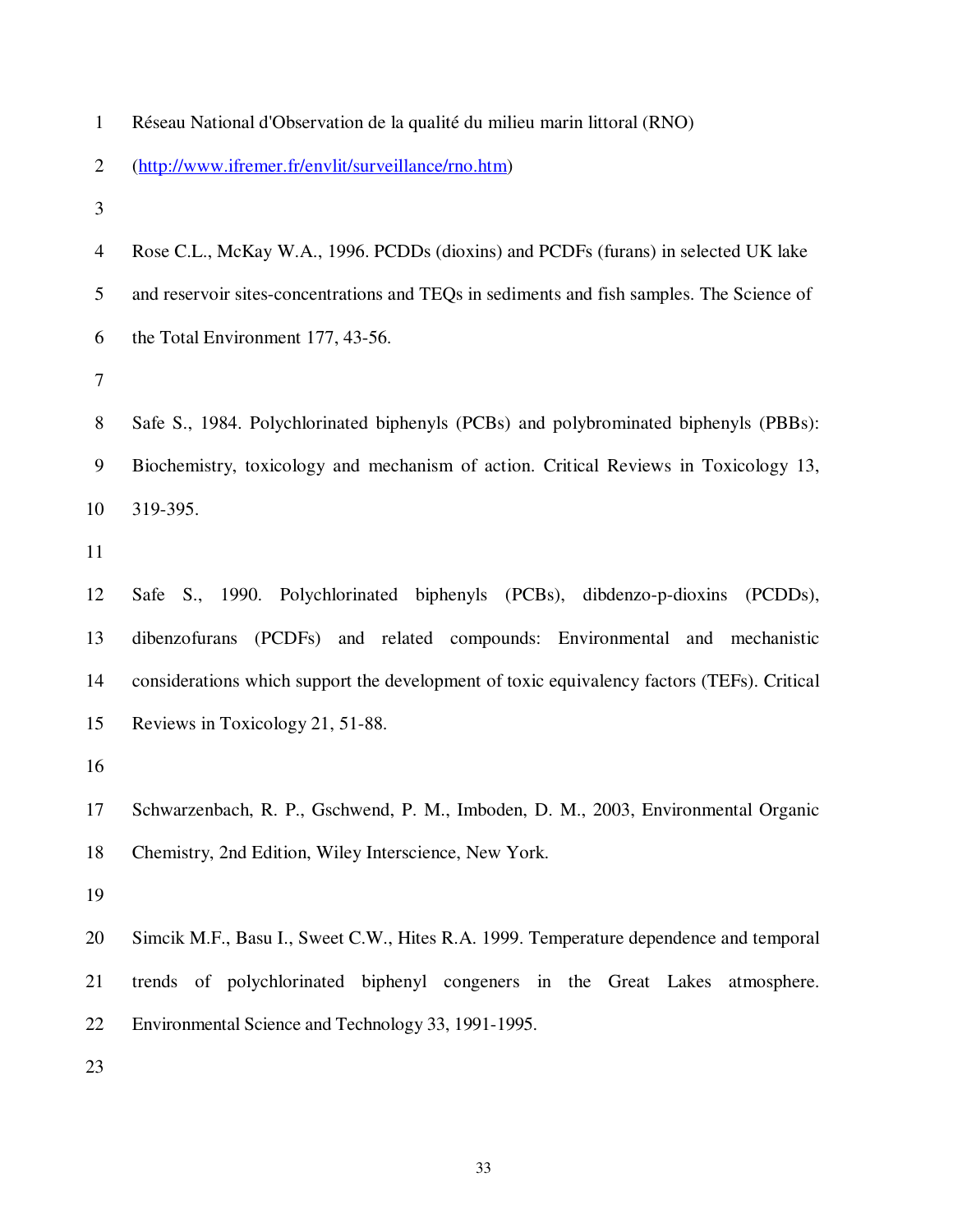Réseau National d'Observation de la qualité du milieu marin littoral (RNO) (http://www.ifremer.fr/envlit/surveillance/rno.htm)

Rose C.L., McKay W.A., 1996. PCDDs (dioxins) and PCDFs (furans) in selected UK lake and reservoir sites-concentrations and TEQs in sediments and fish samples. The Science of the Total Environment 177, 43-56.

Safe S., 1984. Polychlorinated biphenyls (PCBs) and polybrominated biphenyls (PBBs): Biochemistry, toxicology and mechanism of action. Critical Reviews in Toxicology 13, 319-395.

Safe S., 1990. Polychlorinated biphenyls (PCBs), dibdenzo-p-dioxins (PCDDs), dibenzofurans (PCDFs) and related compounds: Environmental and mechanistic considerations which support the development of toxic equivalency factors (TEFs). Critical Reviews in Toxicology 21, 51-88.

Schwarzenbach, R. P., Gschwend, P. M., Imboden, D. M., 2003, Environmental Organic Chemistry, 2nd Edition, Wiley Interscience, New York.

Simcik M.F., Basu I., Sweet C.W., Hites R.A. 1999. Temperature dependence and temporal trends of polychlorinated biphenyl congeners in the Great Lakes atmosphere. Environmental Science and Technology 33, 1991-1995.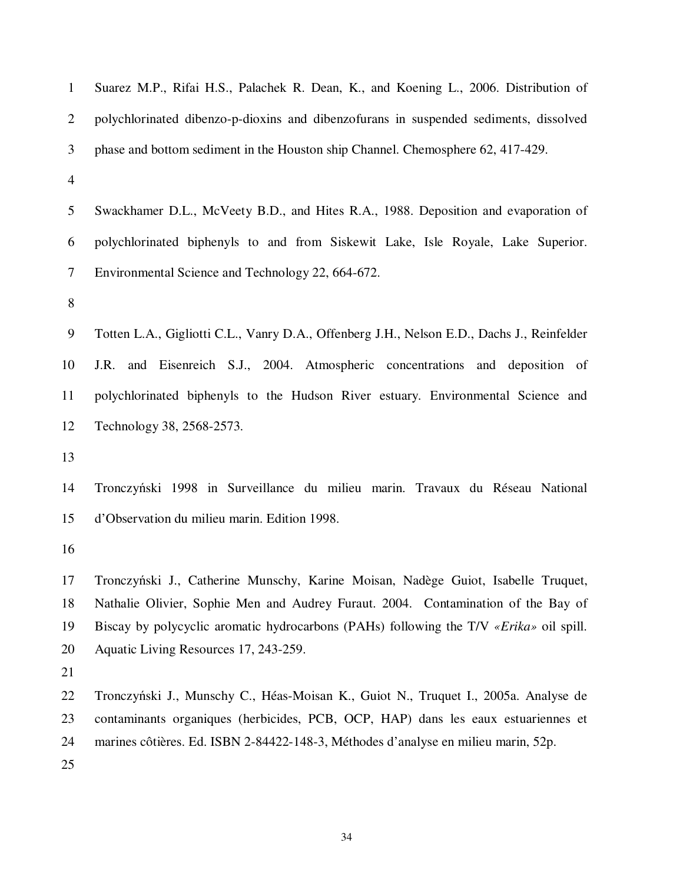Suarez M.P., Rifai H.S., Palachek R. Dean, K., and Koening L., 2006. Distribution of polychlorinated dibenzo-p-dioxins and dibenzofurans in suspended sediments, dissolved phase and bottom sediment in the Houston ship Channel. Chemosphere 62, 417-429.

Swackhamer D.L., McVeety B.D., and Hites R.A., 1988. Deposition and evaporation of polychlorinated biphenyls to and from Siskewit Lake, Isle Royale, Lake Superior. Environmental Science and Technology 22, 664-672.

Totten L.A., Gigliotti C.L., Vanry D.A., Offenberg J.H., Nelson E.D., Dachs J., Reinfelder J.R. and Eisenreich S.J., 2004. Atmospheric concentrations and deposition of polychlorinated biphenyls to the Hudson River estuary. Environmental Science and Technology 38, 2568-2573.

Tronczyński 1998 in Surveillance du milieu marin. Travaux du Réseau National d'Observation du milieu marin. Edition 1998.

Tronczyński J., Catherine Munschy, Karine Moisan, Nadège Guiot, Isabelle Truquet, Nathalie Olivier, Sophie Men and Audrey Furaut. 2004. Contamination of the Bay of Biscay by polycyclic aromatic hydrocarbons (PAHs) following the T/V *«Erika»* oil spill. Aquatic Living Resources 17, 243-259.

Tronczyński J., Munschy C., Héas-Moisan K., Guiot N., Truquet I., 2005a. Analyse de contaminants organiques (herbicides, PCB, OCP, HAP) dans les eaux estuariennes et marines côtières. Ed. ISBN 2-84422-148-3, Méthodes d'analyse en milieu marin, 52p.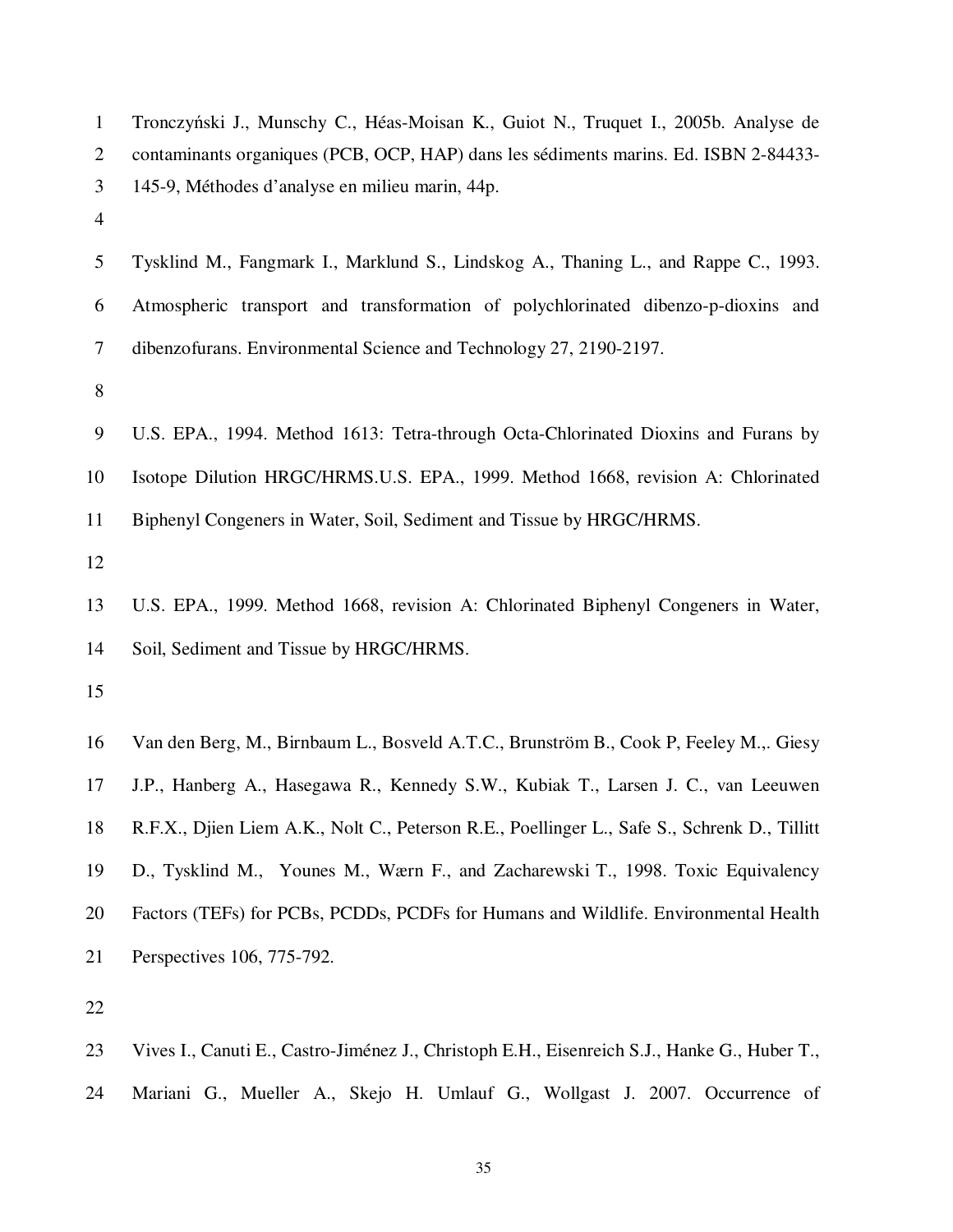Tronczyński J., Munschy C., Héas-Moisan K., Guiot N., Truquet I., 2005b. Analyse de contaminants organiques (PCB, OCP, HAP) dans les sédiments marins. Ed. ISBN 2-84433-145-9, Méthodes d'analyse en milieu marin, 44p.

Tysklind M., Fangmark I., Marklund S., Lindskog A., Thaning L., and Rappe C., 1993. Atmospheric transport and transformation of polychlorinated dibenzo-p-dioxins and dibenzofurans. Environmental Science and Technology 27, 2190-2197.

U.S. EPA., 1994. Method 1613: Tetra-through Octa-Chlorinated Dioxins and Furans by Isotope Dilution HRGC/HRMS.U.S. EPA., 1999. Method 1668, revision A: Chlorinated Biphenyl Congeners in Water, Soil, Sediment and Tissue by HRGC/HRMS.

U.S. EPA., 1999. Method 1668, revision A: Chlorinated Biphenyl Congeners in Water, Soil, Sediment and Tissue by HRGC/HRMS.

Van den Berg, M., Birnbaum L., Bosveld A.T.C., Brunström B., Cook P, Feeley M.,. Giesy J.P., Hanberg A., Hasegawa R., Kennedy S.W., Kubiak T., Larsen J. C., van Leeuwen R.F.X., Djien Liem A.K., Nolt C., Peterson R.E., Poellinger L., Safe S., Schrenk D., Tillitt D., Tysklind M., Younes M., Wærn F., and Zacharewski T., 1998. Toxic Equivalency Factors (TEFs) for PCBs, PCDDs, PCDFs for Humans and Wildlife. Environmental Health Perspectives 106, 775-792.

Vives I., Canuti E., Castro-Jiménez J., Christoph E.H., Eisenreich S.J., Hanke G., Huber T., Mariani G., Mueller A., Skejo H. Umlauf G., Wollgast J. 2007. Occurrence of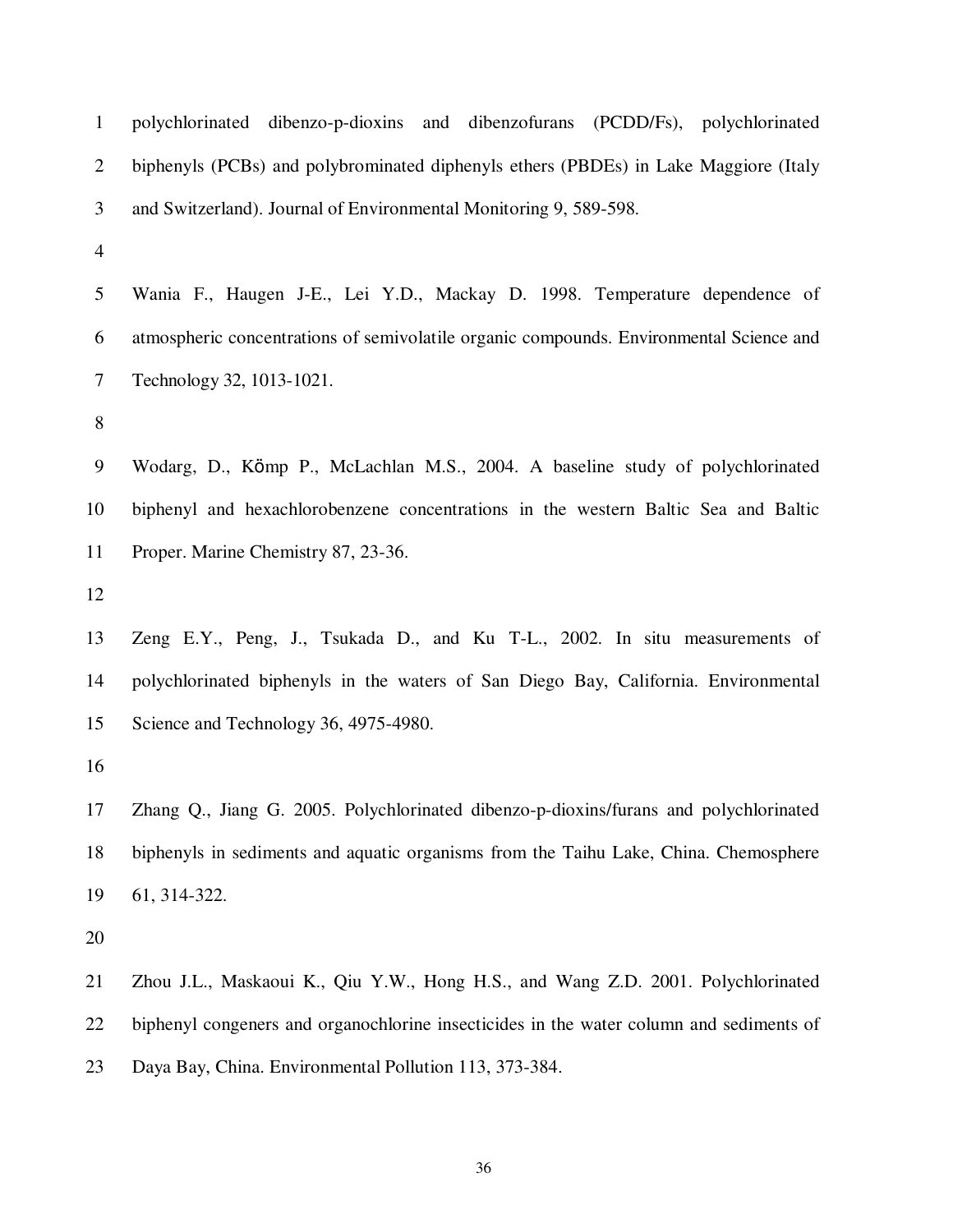polychlorinated dibenzo-p-dioxins and dibenzofurans (PCDD/Fs), polychlorinated biphenyls (PCBs) and polybrominated diphenyls ethers (PBDEs) in Lake Maggiore (Italy and Switzerland). Journal of Environmental Monitoring 9, 589-598.

Wania F., Haugen J-E., Lei Y.D., Mackay D. 1998. Temperature dependence of atmospheric concentrations of semivolatile organic compounds. Environmental Science and Technology 32, 1013-1021.

Wodarg, D., Kömp P., McLachlan M.S., 2004. A baseline study of polychlorinated biphenyl and hexachlorobenzene concentrations in the western Baltic Sea and Baltic Proper. Marine Chemistry 87, 23-36.

Zeng E.Y., Peng, J., Tsukada D., and Ku T-L., 2002. In situ measurements of polychlorinated biphenyls in the waters of San Diego Bay, California. Environmental Science and Technology 36, 4975-4980.

Zhang Q., Jiang G. 2005. Polychlorinated dibenzo-p-dioxins/furans and polychlorinated biphenyls in sediments and aquatic organisms from the Taihu Lake, China. Chemosphere 61, 314-322.

Zhou J.L., Maskaoui K., Qiu Y.W., Hong H.S., and Wang Z.D. 2001. Polychlorinated biphenyl congeners and organochlorine insecticides in the water column and sediments of Daya Bay, China. Environmental Pollution 113, 373-384.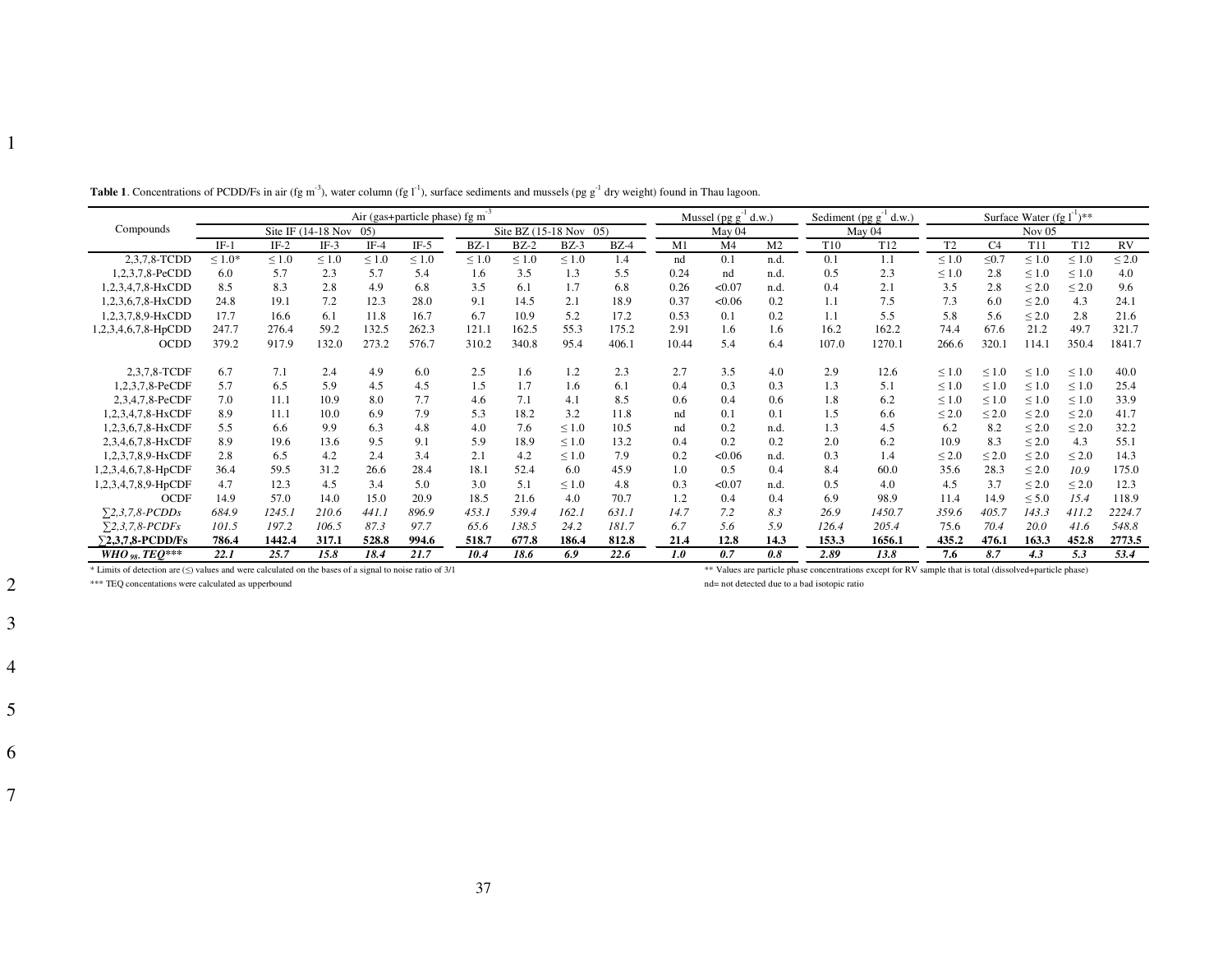**Table 1**. Concentrations of PCDD/Fs in air (fg m$^{-3}$), water column (fg l$^{-1}$), surface sediments and mussels (pg g$^{-1}$ dry weight) found in Thau lagoon.

| Compounds | Air (gas+particle phase) fg m$^{-3}$ | | | | | | | | | Mussel (pg g$^{-1}$ d.w.) | | | Sediment (pg g$^{-1}$ d.w.) | | Surface Water (fg l$^{-1}$)** | | | | |
|---|---|---|---|---|---|---|---|---|---|---|---|---|---|---|---|---|---|---|---|
| | Site IF (14-18 Nov 05) | | | | | Site BZ (15-18 Nov 05) | | | | May 04 | | | May 04 | | Nov 05 | | | | |
| | IF-1 | IF-2 | IF-3 | IF-4 | IF-5 | BZ-1 | BZ-2 | BZ-3 | BZ-4 | M1 | M4 | M2 | T10 | T12 | T2 | C4 | T11 | T12 | RV |
| 2,3,7,8-TCDD | ≤ 1.0* | ≤ 1.0 | ≤ 1.0 | ≤ 1.0 | ≤ 1.0 | ≤ 1.0 | ≤ 1.0 | ≤ 1.0 | 1.4 | nd | 0.1 | n.d. | 0.1 | 1.1 | ≤ 1.0 | ≤0.7 | ≤ 1.0 | ≤ 1.0 | ≤ 2.0 |
| 1,2,3,7,8-PeCDD | 6.0 | 5.7 | 2.3 | 5.7 | 5.4 | 1.6 | 3.5 | 1.3 | 5.5 | 0.24 | nd | n.d. | 0.5 | 2.3 | ≤ 1.0 | 2.8 | ≤ 1.0 | ≤ 1.0 | 4.0 |
| 1,2,3,4,7,8-HxCDD | 8.5 | 8.3 | 2.8 | 4.9 | 6.8 | 3.5 | 6.1 | 1.7 | 6.8 | 0.26 | <0.07 | n.d. | 0.4 | 2.1 | 3.5 | 2.8 | ≤ 2.0 | ≤ 2.0 | 9.6 |
| 1,2,3,6,7,8-HxCDD | 24.8 | 19.1 | 7.2 | 12.3 | 28.0 | 9.1 | 14.5 | 2.1 | 18.9 | 0.37 | <0.06 | 0.2 | 1.1 | 7.5 | 7.3 | 6.0 | ≤ 2.0 | 4.3 | 24.1 |
| 1,2,3,7,8,9-HxCDD | 17.7 | 16.6 | 6.1 | 11.8 | 16.7 | 6.7 | 10.9 | 5.2 | 17.2 | 0.53 | 0.1 | 0.2 | 1.1 | 5.5 | 5.8 | 5.6 | ≤ 2.0 | 2.8 | 21.6 |
| 1,2,3,4,6,7,8-HpCDD | 247.7 | 276.4 | 59.2 | 132.5 | 262.3 | 121.1 | 162.5 | 55.3 | 175.2 | 2.91 | 1.6 | 1.6 | 16.2 | 162.2 | 74.4 | 67.6 | 21.2 | 49.7 | 321.7 |
| OCDD | 379.2 | 917.9 | 132.0 | 273.2 | 576.7 | 310.2 | 340.8 | 95.4 | 406.1 | 10.44 | 5.4 | 6.4 | 107.0 | 1270.1 | 266.6 | 320.1 | 114.1 | 350.4 | 1841.7 |
| 2,3,7,8-TCDF | 6.7 | 7.1 | 2.4 | 4.9 | 6.0 | 2.5 | 1.6 | 1.2 | 2.3 | 2.7 | 3.5 | 4.0 | 2.9 | 12.6 | ≤ 1.0 | ≤ 1.0 | ≤ 1.0 | ≤ 1.0 | 40.0 |
| 1,2,3,7,8-PeCDF | 5.7 | 6.5 | 5.9 | 4.5 | 4.5 | 1.5 | 1.7 | 1.6 | 6.1 | 0.4 | 0.3 | 0.3 | 1.3 | 5.1 | ≤ 1.0 | ≤ 1.0 | ≤ 1.0 | ≤ 1.0 | 25.4 |
| 2,3,4,7,8-PeCDF | 7.0 | 11.1 | 10.9 | 8.0 | 7.7 | 4.6 | 7.1 | 4.1 | 8.5 | 0.6 | 0.4 | 0.6 | 1.8 | 6.2 | ≤ 1.0 | ≤ 1.0 | ≤ 1.0 | ≤ 1.0 | 33.9 |
| 1,2,3,4,7,8-HxCDF | 8.9 | 11.1 | 10.0 | 6.9 | 7.9 | 5.3 | 18.2 | 3.2 | 11.8 | nd | 0.1 | 0.1 | 1.5 | 6.6 | ≤ 2.0 | ≤ 2.0 | ≤ 2.0 | ≤ 2.0 | 41.7 |
| 1,2,3,6,7,8-HxCDF | 5.5 | 6.6 | 9.9 | 6.3 | 4.8 | 4.0 | 7.6 | ≤ 1.0 | 10.5 | nd | 0.2 | n.d. | 1.3 | 4.5 | 6.2 | 8.2 | ≤ 2.0 | ≤ 2.0 | 32.2 |
| 2,3,4,6,7,8-HxCDF | 8.9 | 19.6 | 13.6 | 9.5 | 9.1 | 5.9 | 18.9 | ≤ 1.0 | 13.2 | 0.4 | 0.2 | 0.2 | 2.0 | 6.2 | 10.9 | 8.3 | ≤ 2.0 | 4.3 | 55.1 |
| 1,2,3,7,8,9-HxCDF | 2.8 | 6.5 | 4.2 | 2.4 | 3.4 | 2.1 | 4.2 | ≤ 1.0 | 7.9 | 0.2 | <0.06 | n.d. | 0.3 | 1.4 | ≤ 2.0 | ≤ 2.0 | ≤ 2.0 | ≤ 2.0 | 14.3 |
| 1,2,3,4,6,7,8-HpCDF | 36.4 | 59.5 | 31.2 | 26.6 | 28.4 | 18.1 | 52.4 | 6.0 | 45.9 | 1.0 | 0.5 | 0.4 | 8.4 | 60.0 | 35.6 | 28.3 | ≤ 2.0 | *10.9* | 175.0 |
| 1,2,3,4,7,8,9-HpCDF | 4.7 | 12.3 | 4.5 | 3.4 | 5.0 | 3.0 | 5.1 | ≤ 1.0 | 4.8 | 0.3 | <0.07 | n.d. | 0.5 | 4.0 | 4.5 | 3.7 | ≤ 2.0 | ≤ 2.0 | 12.3 |
| OCDF | 14.9 | 57.0 | 14.0 | 15.0 | 20.9 | 18.5 | 21.6 | 4.0 | 70.7 | 1.2 | 0.4 | 0.4 | 6.9 | 98.9 | 11.4 | 14.9 | ≤ 5.0 | *15.4* | 118.9 |
| *∑2,3,7,8-PCDDs* | *684.9* | *1245.1* | *210.6* | *441.1* | *896.9* | *453.1* | *539.4* | *162.1* | *631.1* | *14.7* | *7.2* | *8.3* | *26.9* | *1450.7* | *359.6* | *405.7* | *143.3* | *411.2* | *2224.7* |
| *∑2,3,7,8-PCDFs* | *101.5* | *197.2* | *106.5* | *87.3* | *97.7* | *65.6* | *138.5* | *24.2* | *181.7* | *6.7* | *5.6* | *5.9* | *126.4* | *205.4* | *75.6* | *70.4* | *20.0* | *41.6* | *548.8* |
| **∑2,3,7,8-PCDD/Fs** | **786.4** | **1442.4** | **317.1** | **528.8** | **994.6** | **518.7** | **677.8** | **186.4** | **812.8** | **21.4** | **12.8** | **14.3** | **153.3** | **1656.1** | **435.2** | **476.1** | **163.3** | **452.8** | **2773.5** |
| ***WHO$_{98}$-TEQ**** | ***22.1*** | ***25.7*** | ***15.8*** | ***18.4*** | ***21.7*** | ***10.4*** | ***18.6*** | ***6.9*** | ***22.6*** | ***1.0*** | ***0.7*** | ***0.8*** | ***2.89*** | ***13.8*** | ***7.6*** | ***8.7*** | ***4.3*** | ***5.3*** | ***53.4*** |

\* Limits of detection are (≤) values and were calculated on the bases of a signal to noise ratio of 3/1

\*\*\* TEQ concentations were calculated as upperbound

\*\* Values are particle phase concentrations except for RV sample that is total (dissolved+particle phase)

nd= not detected due to a bad isotopic ratio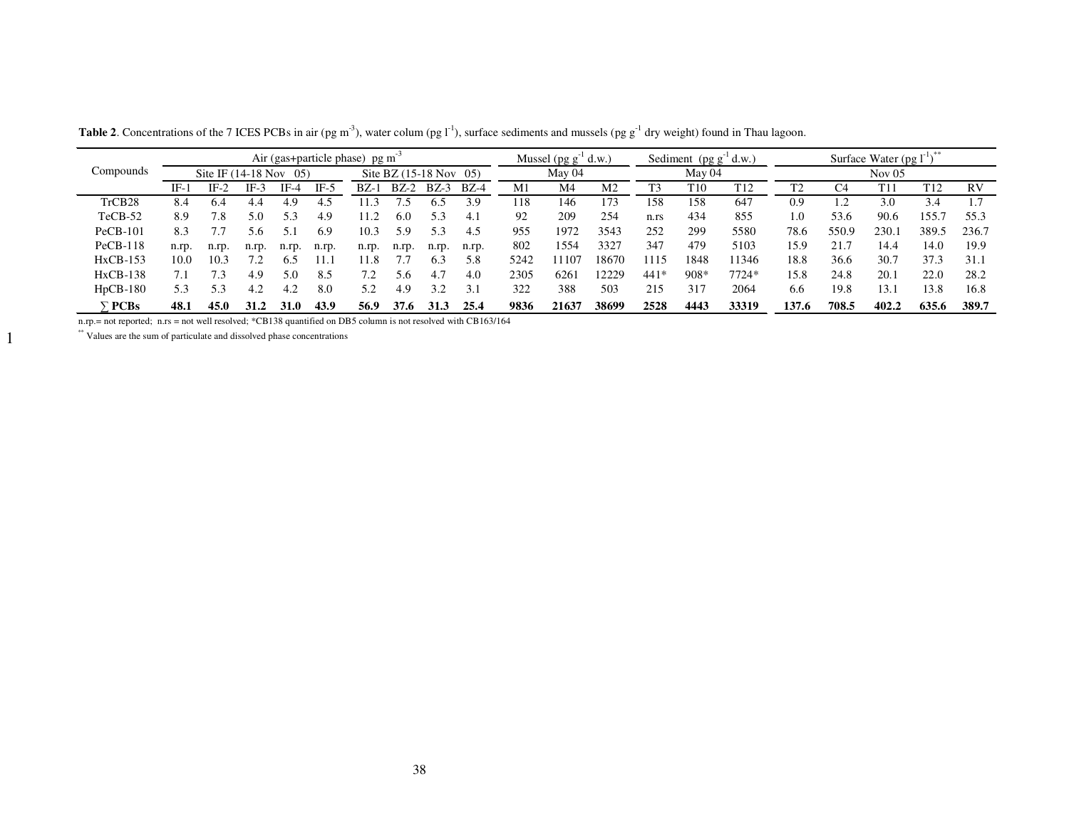**Table 2**. Concentrations of the 7 ICES PCBs in air (pg m$^{-3}$), water colum (pg l$^{-1}$), surface sediments and mussels (pg g$^{-1}$ dry weight) found in Thau lagoon.

| Compounds | Air (gas+particle phase) pg m$^{-3}$ | | | | | | | | | Mussel (pg g$^{-1}$ d.w.) | | | Sediment (pg g$^{-1}$ d.w.) | | | Surface Water (pg l$^{-1}$)** | | | | |
|---|---|---|---|---|---|---|---|---|---|---|---|---|---|---|---|---|---|---|---|---|
| | Site IF (14-18 Nov 05) | | | | | Site BZ (15-18 Nov 05) | | | | May 04 | | | May 04 | | | Nov 05 | | | | |
| | IF-1 | IF-2 | IF-3 | IF-4 | IF-5 | BZ-1 | BZ-2 | BZ-3 | BZ-4 | M1 | M4 | M2 | T3 | T10 | T12 | T2 | C4 | T11 | T12 | RV |
| TrCB28 | 8.4 | 6.4 | 4.4 | 4.9 | 4.5 | 11.3 | 7.5 | 6.5 | 3.9 | 118 | 146 | 173 | 158 | 158 | 647 | 0.9 | 1.2 | 3.0 | 3.4 | 1.7 |
| TeCB-52 | 8.9 | 7.8 | 5.0 | 5.3 | 4.9 | 11.2 | 6.0 | 5.3 | 4.1 | 92 | 209 | 254 | n.rs | 434 | 855 | 1.0 | 53.6 | 90.6 | 155.7 | 55.3 |
| PeCB-101 | 8.3 | 7.7 | 5.6 | 5.1 | 6.9 | 10.3 | 5.9 | 5.3 | 4.5 | 955 | 1972 | 3543 | 252 | 299 | 5580 | 78.6 | 550.9 | 230.1 | 389.5 | 236.7 |
| PeCB-118 | n.rp. | n.rp. | n.rp. | n.rp. | n.rp. | n.rp. | n.rp. | n.rp. | n.rp. | 802 | 1554 | 3327 | 347 | 479 | 5103 | 15.9 | 21.7 | 14.4 | 14.0 | 19.9 |
| HxCB-153 | 10.0 | 10.3 | 7.2 | 6.5 | 11.1 | 11.8 | 7.7 | 6.3 | 5.8 | 5242 | 11107 | 18670 | 1115 | 1848 | 11346 | 18.8 | 36.6 | 30.7 | 37.3 | 31.1 |
| HxCB-138 | 7.1 | 7.3 | 4.9 | 5.0 | 8.5 | 7.2 | 5.6 | 4.7 | 4.0 | 2305 | 6261 | 12229 | 441* | 908* | 7724* | 15.8 | 24.8 | 20.1 | 22.0 | 28.2 |
| HpCB-180 | 5.3 | 5.3 | 4.2 | 4.2 | 8.0 | 5.2 | 4.9 | 3.2 | 3.1 | 322 | 388 | 503 | 215 | 317 | 2064 | 6.6 | 19.8 | 13.1 | 13.8 | 16.8 |
| **∑ PCBs** | **48.1** | **45.0** | **31.2** | **31.0** | **43.9** | **56.9** | **37.6** | **31.3** | **25.4** | **9836** | **21637** | **38699** | **2528** | **4443** | **33319** | **137.6** | **708.5** | **402.2** | **635.6** | **389.7** |

n.rp.= not reported; n.rs = not well resolved; *CB138 quantified on DB5 column is not resolved with CB163/164

** Values are the sum of particulate and dissolved phase concentrations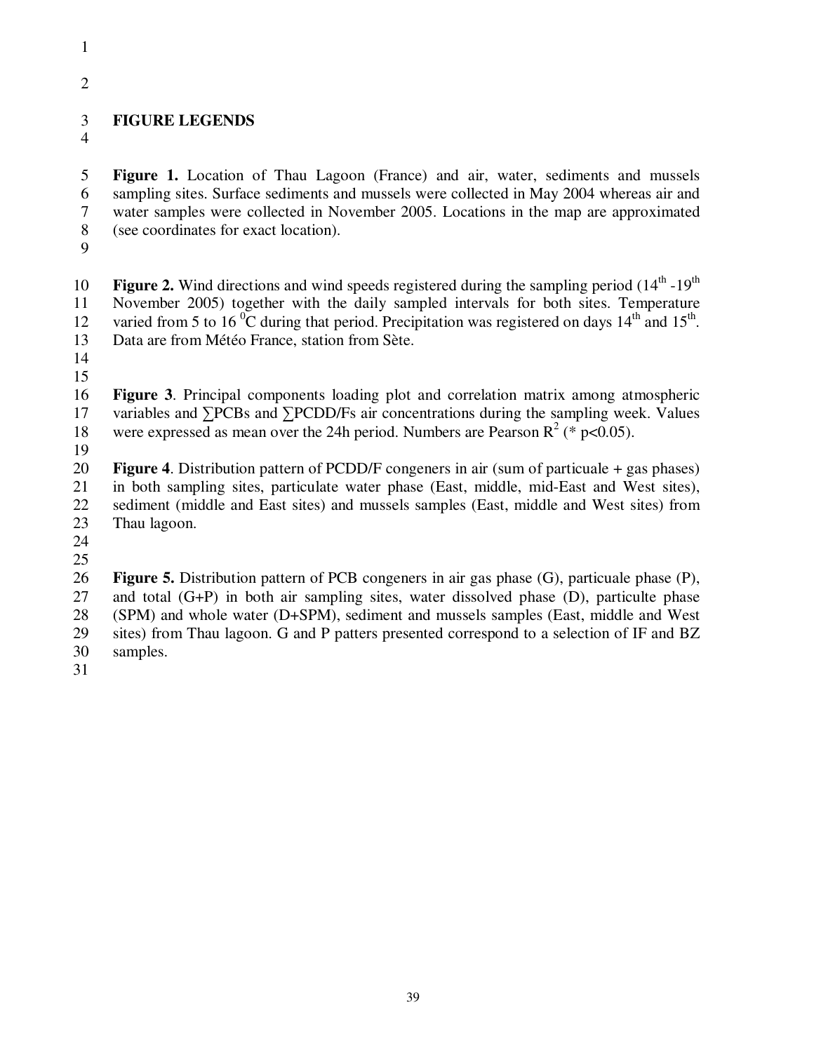# FIGURE LEGENDS

**Figure 1.** Location of Thau Lagoon (France) and air, water, sediments and mussels sampling sites. Surface sediments and mussels were collected in May 2004 whereas air and water samples were collected in November 2005. Locations in the map are approximated (see coordinates for exact location).

**Figure 2.** Wind directions and wind speeds registered during the sampling period (14th -19th November 2005) together with the daily sampled intervals for both sites. Temperature varied from 5 to 16 $^0$C during that period. Precipitation was registered on days 14th and 15th. Data are from Météo France, station from Sète.

**Figure 3**. Principal components loading plot and correlation matrix among atmospheric variables and ∑PCBs and ∑PCDD/Fs air concentrations during the sampling week. Values were expressed as mean over the 24h period. Numbers are Pearson $R^2$ (* $p<0.05$).

**Figure 4**. Distribution pattern of PCDD/F congeners in air (sum of particuale + gas phases) in both sampling sites, particulate water phase (East, middle, mid-East and West sites), sediment (middle and East sites) and mussels samples (East, middle and West sites) from Thau lagoon.

**Figure 5.** Distribution pattern of PCB congeners in air gas phase (G), particuale phase (P), and total (G+P) in both air sampling sites, water dissolved phase (D), particulte phase (SPM) and whole water (D+SPM), sediment and mussels samples (East, middle and West sites) from Thau lagoon. G and P patters presented correspond to a selection of IF and BZ samples.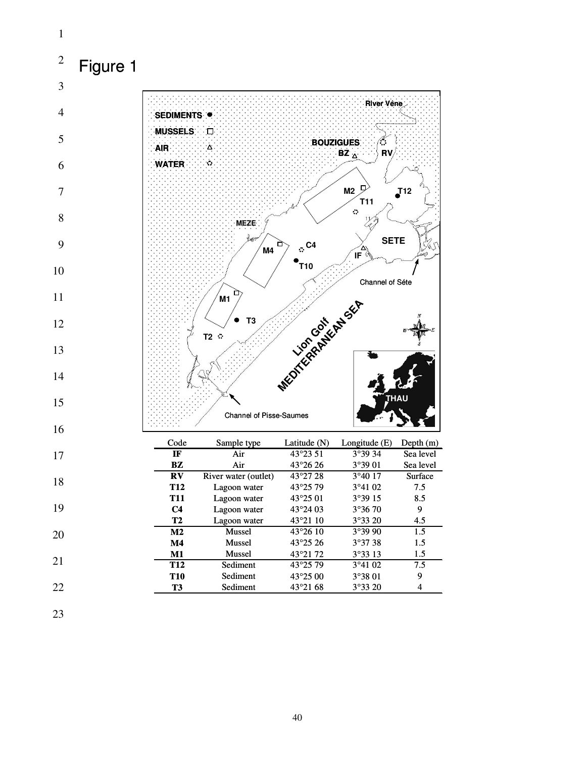# Figure 1

| Code | Sample type | Latitude (N) | Longitude (E) | Depth (m) |
|---|---|---|---|---|
| **IF** | Air | 43°23 51 | 3°39 34 | Sea level |
| **BZ** | Air | 43°26 26 | 3°39 01 | Sea level |
| **RV** | River water (outlet) | 43°27 28 | 3°40 17 | Surface |
| **T12** | Lagoon water | 43°25 79 | 3°41 02 | 7.5 |
| **T11** | Lagoon water | 43°25 01 | 3°39 15 | 8.5 |
| **C4** | Lagoon water | 43°24 03 | 3°36 70 | 9 |
| **T2** | Lagoon water | 43°21 10 | 3°33 20 | 4.5 |
| **M2** | Mussel | 43°26 10 | 3°39 90 | 1.5 |
| **M4** | Mussel | 43°25 26 | 3°37 38 | 1.5 |
| **M1** | Mussel | 43°21 72 | 3°33 13 | 1.5 |
| **T12** | Sediment | 43°25 79 | 3°41 02 | 7.5 |
| **T10** | Sediment | 43°25 00 | 3°38 01 | 9 |
| **T3** | Sediment | 43°21 68 | 3°33 20 | 4 |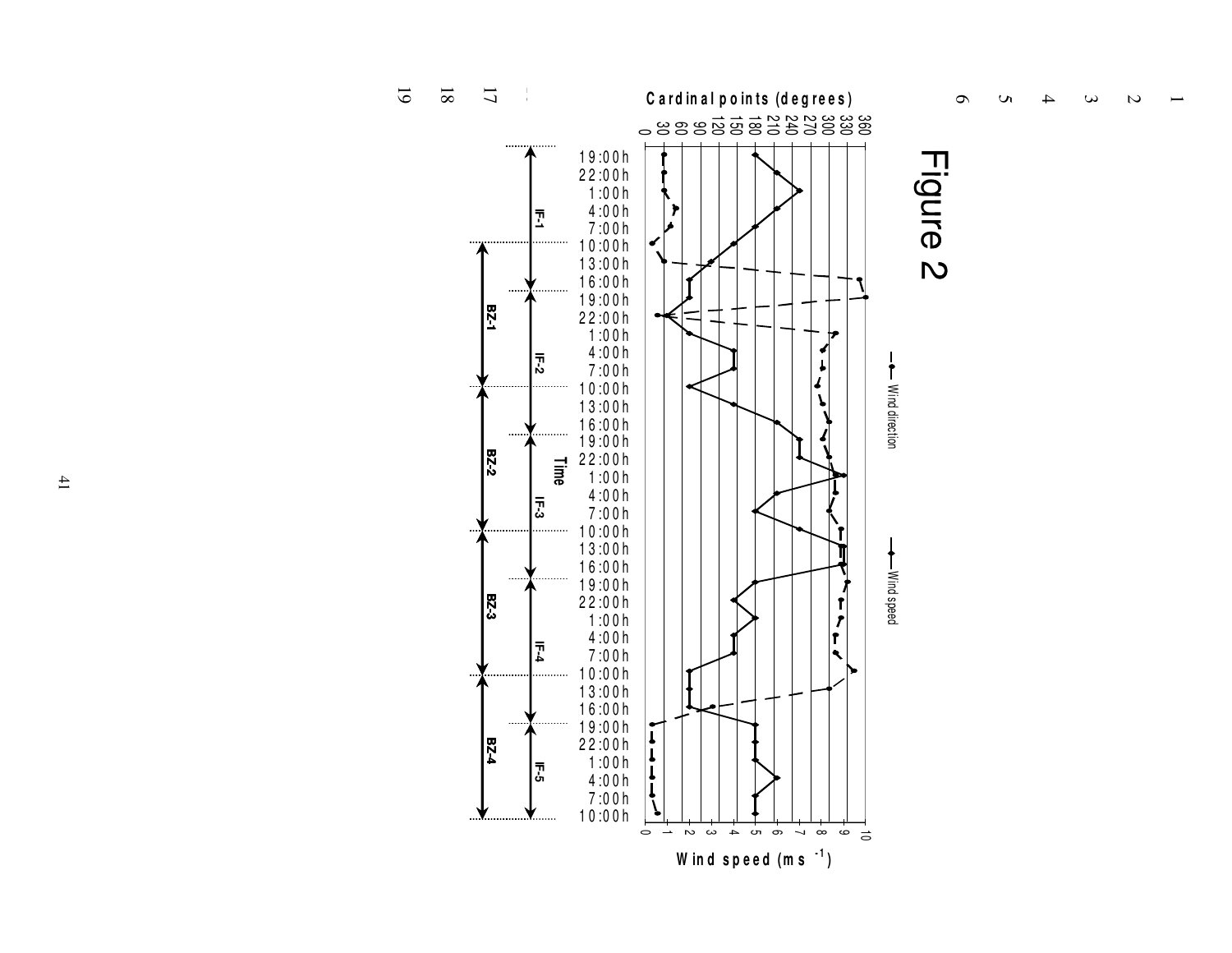# Figure 2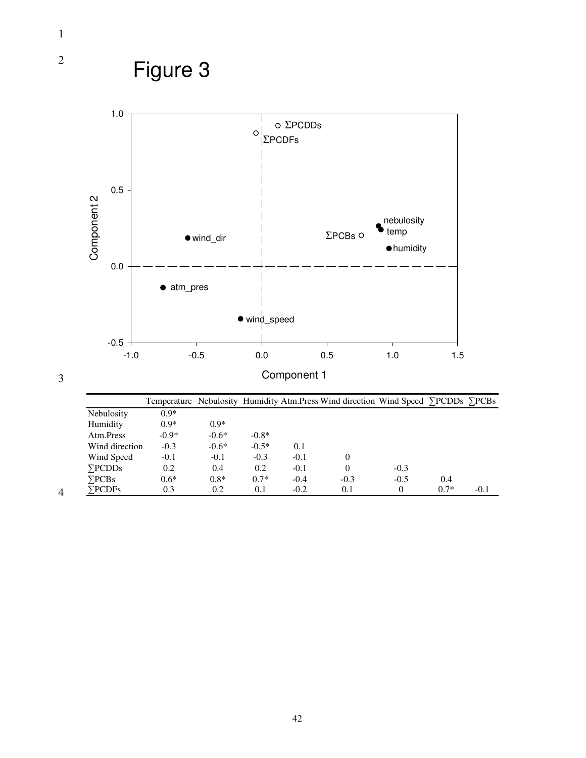# Figure 3

|  | Temperature | Nebulosity | Humidity | Atm.Press | Wind direction | Wind Speed | ∑PCDDs | ∑PCBs |
|---|---|---|---|---|---|---|---|---|
| Nebulosity | 0.9* |  |  |  |  |  |  |  |
| Humidity | 0.9* | 0.9* |  |  |  |  |  |  |
| Atm.Press | -0.9* | -0.6* | -0.8* |  |  |  |  |  |
| Wind direction | -0.3 | -0.6* | -0.5* | 0.1 |  |  |  |  |
| Wind Speed | -0.1 | -0.1 | -0.3 | -0.1 | 0 |  |  |  |
| ∑PCDDs | 0.2 | 0.4 | 0.2 | -0.1 | 0 | -0.3 |  |  |
| ∑PCBs | 0.6* | 0.8* | 0.7* | -0.4 | -0.3 | -0.5 | 0.4 |  |
| ∑PCDFs | 0.3 | 0.2 | 0.1 | -0.2 | 0.1 | 0 | 0.7* | -0.1 |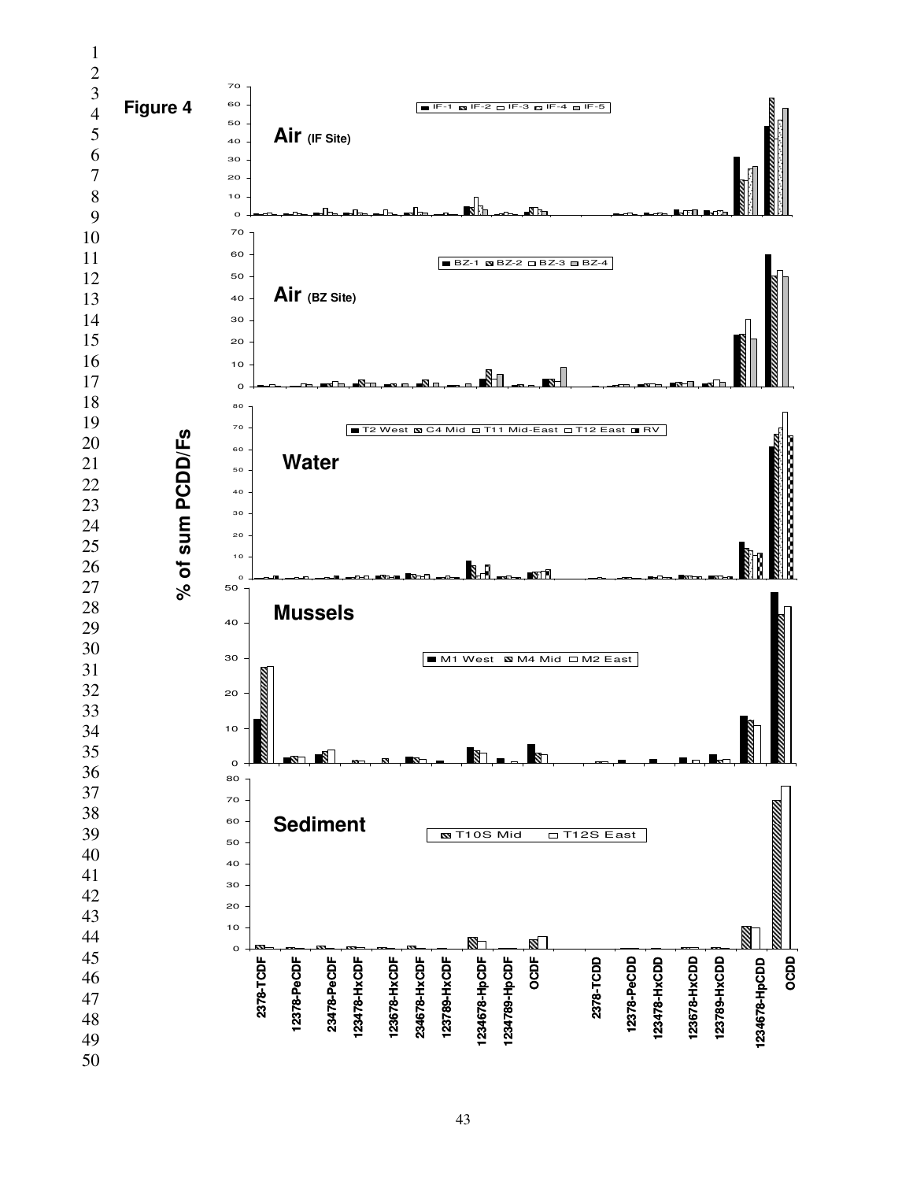**Figure 4**

% of sum PCDD/Fs

**Air** (IF Site) — IF-1, IF-2, IF-3, IF-4, IF-5

**Air** (BZ Site) — BZ-1, BZ-2, BZ-3, BZ-4

**Water** — T2 West, C4 Mid, T11 Mid-East, T12 East, RV

**Mussels** — M1 West, M4 Mid, M2 East

**Sediment** — T10S Mid, T12S East

2378-TCDF, 12378-PeCDF, 23478-PeCDF, 123478-HxCDF, 123678-HxCDF, 234678-HxCDF, 123789-HxCDF, 1234678-HpCDF, 1234789-HpCDF, OCDF, 2378-TCDD, 12378-PeCDD, 123478-HxCDD, 123678-HxCDD, 123789-HxCDD, 1234678-HpCDD, OCDD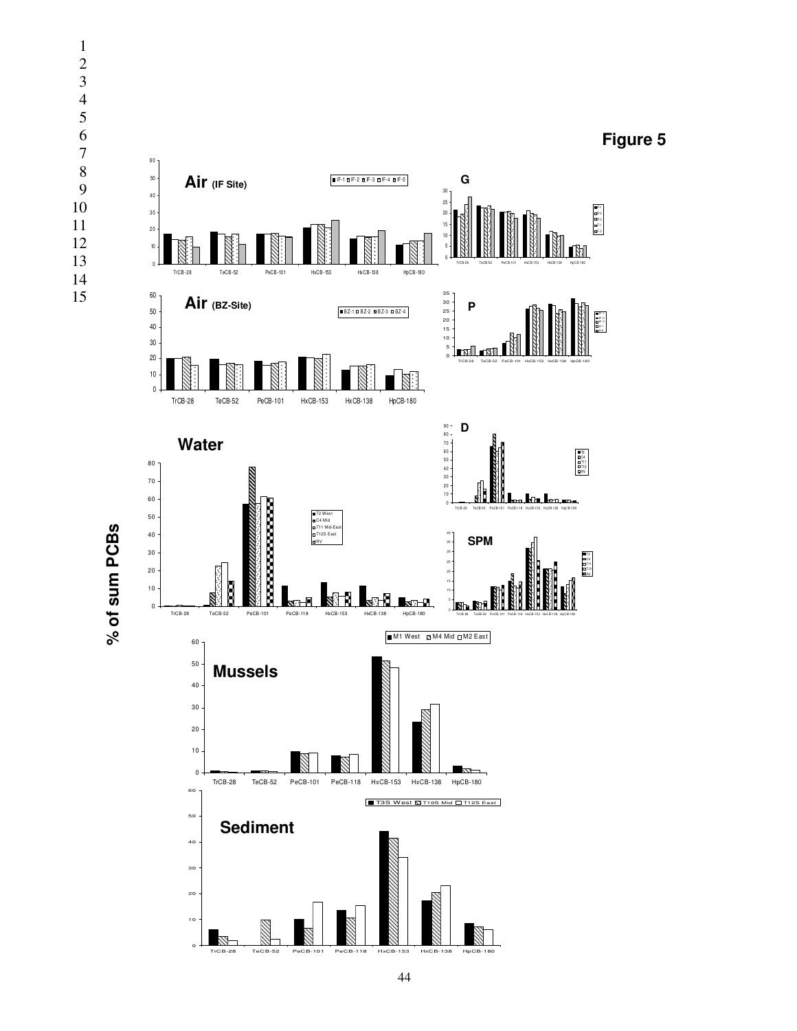Figure 5

Air (IF Site)

IF-1 IF-2 IF-3 IF-4 IF-5

TrCB-28 TeCB-52 PeCB-101 HxCB-153 HxCB-138 HpCB-180

G

Air (BZ-Site)

BZ-1 BZ-2 BZ-3 BZ-4

TrCB-28 TeCB-52 PeCB-101 HxCB-153 HxCB-138 HpCB-180

P

Water

T2 West
C4 Mid
T11 Mid-East
T12S East
RV

TrCB-28 TeCB-52 PeCB-101 PeCB-118 HxCB-153 HxCB-138 HpCB-180

D

SPM

% of sum PCBs

Mussels

M1 West M4 Mid M2 East

TrCB-28 TeCB-52 PeCB-101 PeCB-118 HxCB-153 HxCB-138 HpCB-180

Sediment

T3S West T10S Mid T12S East

TrCB-28 TeCB-52 PeCB-101 PeCB-118 HxCB-153 HxCB-138 HpCB-180